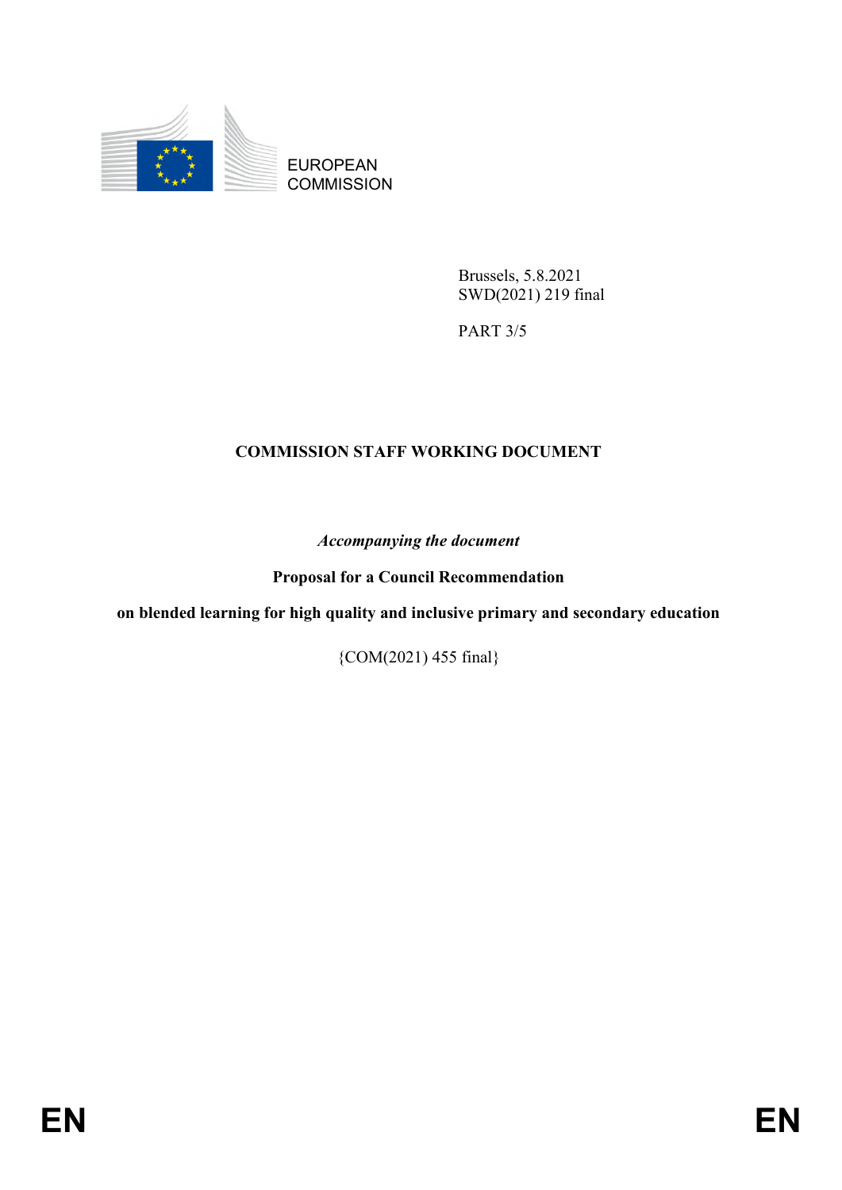EUROPEAN COMMISSION

Brussels, 5.8.2021
SWD(2021) 219 final

PART 3/5

# COMMISSION STAFF WORKING DOCUMENT

*Accompanying the document*

**Proposal for a Council Recommendation**

**on blended learning for high quality and inclusive primary and secondary education**

{COM(2021) 455 final}

EN EN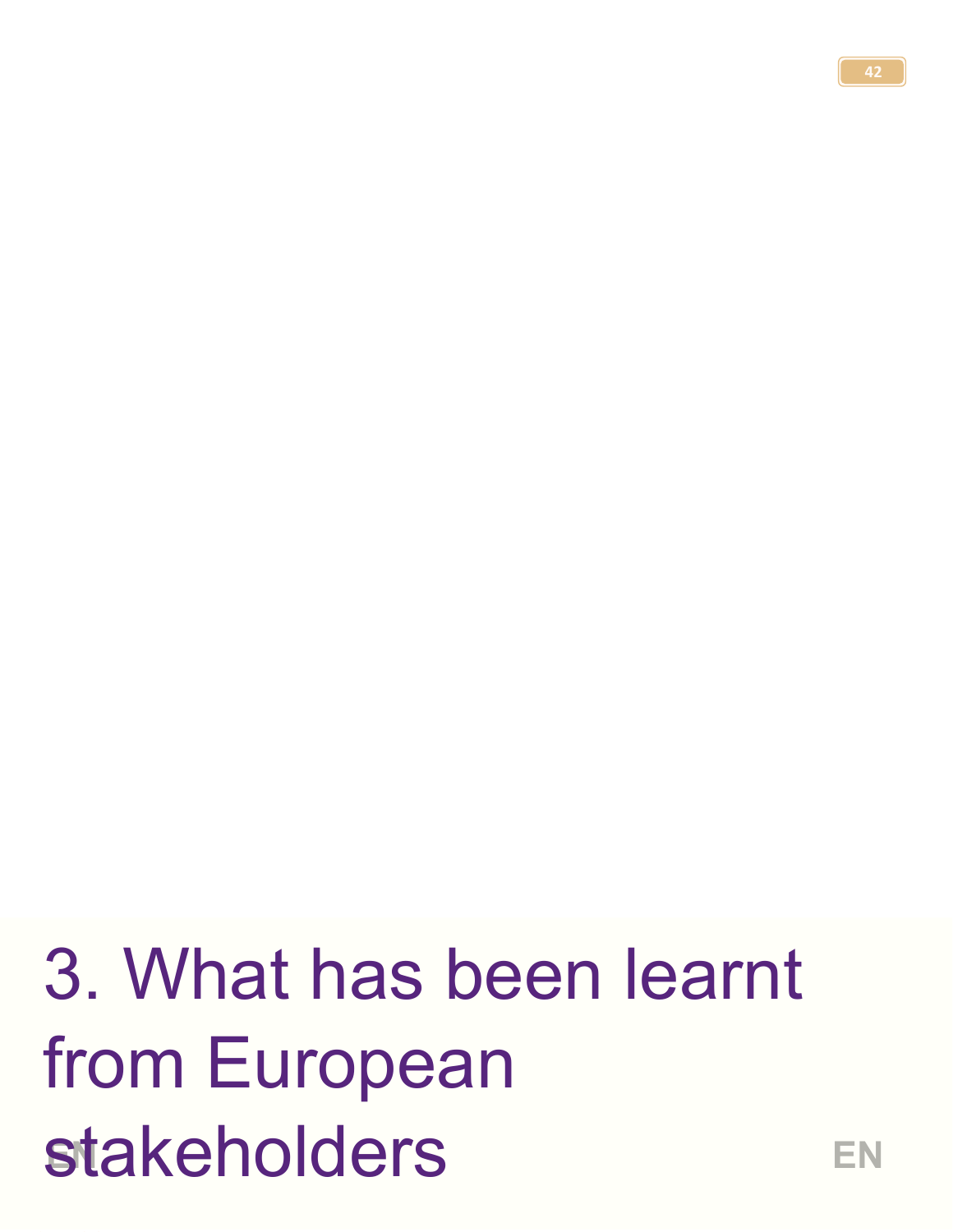# 3. What has been learnt from European stakeholders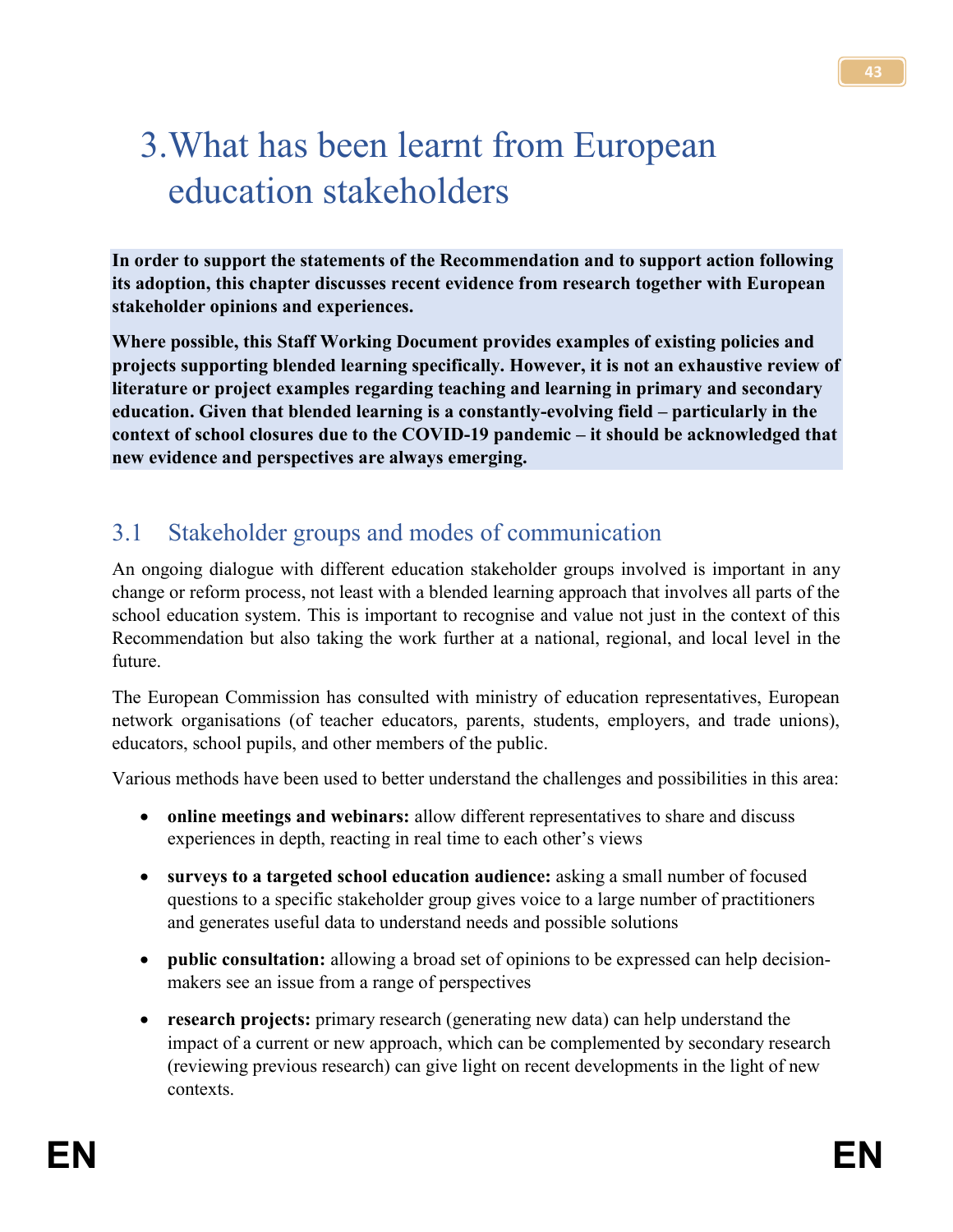# 3. What has been learnt from European education stakeholders

**In order to support the statements of the Recommendation and to support action following its adoption, this chapter discusses recent evidence from research together with European stakeholder opinions and experiences.**

**Where possible, this Staff Working Document provides examples of existing policies and projects supporting blended learning specifically. However, it is not an exhaustive review of literature or project examples regarding teaching and learning in primary and secondary education. Given that blended learning is a constantly-evolving field – particularly in the context of school closures due to the COVID-19 pandemic – it should be acknowledged that new evidence and perspectives are always emerging.**

## 3.1 Stakeholder groups and modes of communication

An ongoing dialogue with different education stakeholder groups involved is important in any change or reform process, not least with a blended learning approach that involves all parts of the school education system. This is important to recognise and value not just in the context of this Recommendation but also taking the work further at a national, regional, and local level in the future.

The European Commission has consulted with ministry of education representatives, European network organisations (of teacher educators, parents, students, employers, and trade unions), educators, school pupils, and other members of the public.

Various methods have been used to better understand the challenges and possibilities in this area:

- **online meetings and webinars:** allow different representatives to share and discuss experiences in depth, reacting in real time to each other's views
- **surveys to a targeted school education audience:** asking a small number of focused questions to a specific stakeholder group gives voice to a large number of practitioners and generates useful data to understand needs and possible solutions
- **public consultation:** allowing a broad set of opinions to be expressed can help decision-makers see an issue from a range of perspectives
- **research projects:** primary research (generating new data) can help understand the impact of a current or new approach, which can be complemented by secondary research (reviewing previous research) can give light on recent developments in the light of new contexts.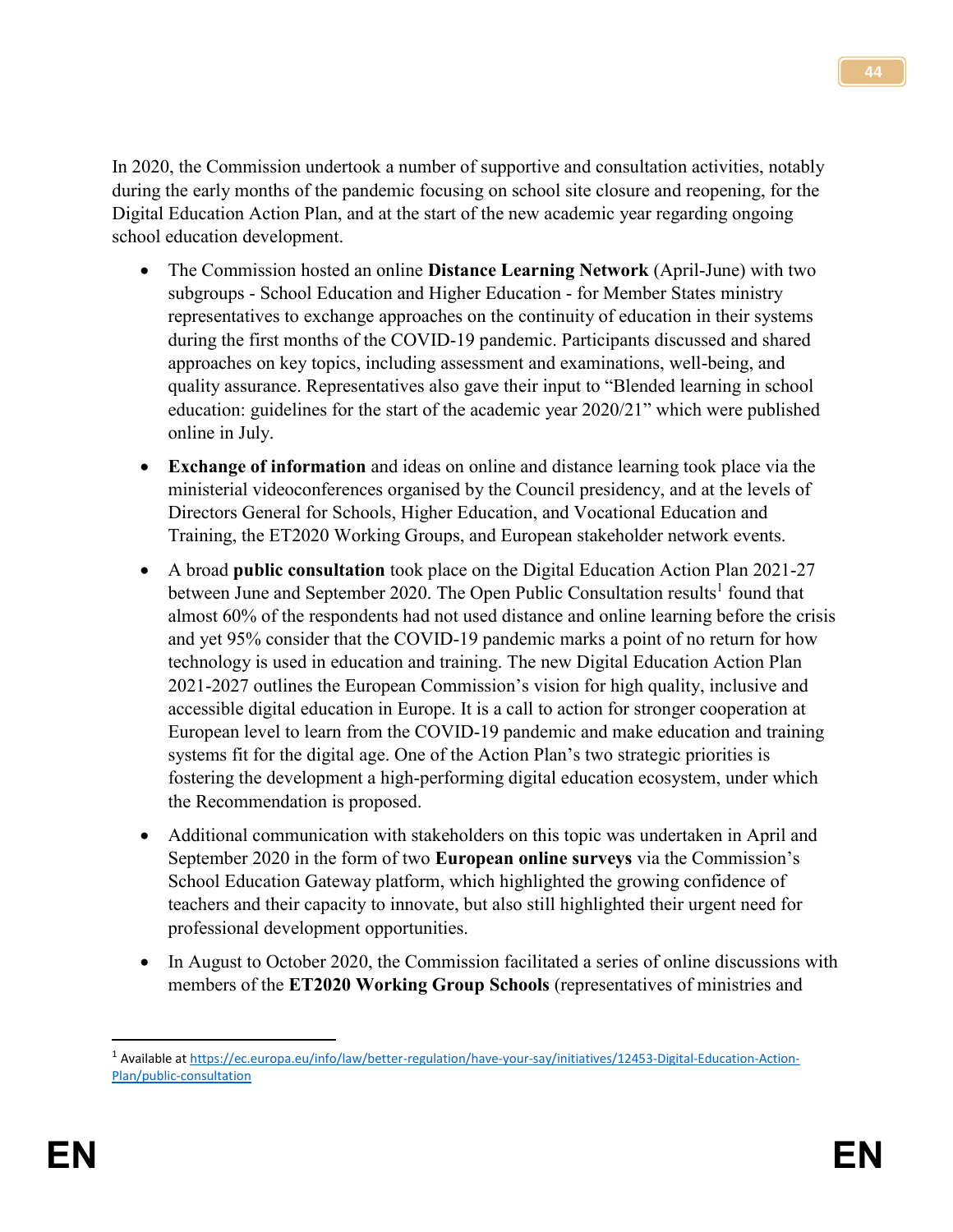In 2020, the Commission undertook a number of supportive and consultation activities, notably during the early months of the pandemic focusing on school site closure and reopening, for the Digital Education Action Plan, and at the start of the new academic year regarding ongoing school education development.

- The Commission hosted an online **Distance Learning Network** (April-June) with two subgroups - School Education and Higher Education - for Member States ministry representatives to exchange approaches on the continuity of education in their systems during the first months of the COVID-19 pandemic. Participants discussed and shared approaches on key topics, including assessment and examinations, well-being, and quality assurance. Representatives also gave their input to "Blended learning in school education: guidelines for the start of the academic year 2020/21" which were published online in July.
- **Exchange of information** and ideas on online and distance learning took place via the ministerial videoconferences organised by the Council presidency, and at the levels of Directors General for Schools, Higher Education, and Vocational Education and Training, the ET2020 Working Groups, and European stakeholder network events.
- A broad **public consultation** took place on the Digital Education Action Plan 2021-27 between June and September 2020. The Open Public Consultation results[1] found that almost 60% of the respondents had not used distance and online learning before the crisis and yet 95% consider that the COVID-19 pandemic marks a point of no return for how technology is used in education and training. The new Digital Education Action Plan 2021-2027 outlines the European Commission's vision for high quality, inclusive and accessible digital education in Europe. It is a call to action for stronger cooperation at European level to learn from the COVID-19 pandemic and make education and training systems fit for the digital age. One of the Action Plan's two strategic priorities is fostering the development a high-performing digital education ecosystem, under which the Recommendation is proposed.
- Additional communication with stakeholders on this topic was undertaken in April and September 2020 in the form of two **European online surveys** via the Commission's School Education Gateway platform, which highlighted the growing confidence of teachers and their capacity to innovate, but also still highlighted their urgent need for professional development opportunities.
- In August to October 2020, the Commission facilitated a series of online discussions with members of the **ET2020 Working Group Schools** (representatives of ministries and

---

[1] Available at https://ec.europa.eu/info/law/better-regulation/have-your-say/initiatives/12453-Digital-Education-Action-Plan/public-consultation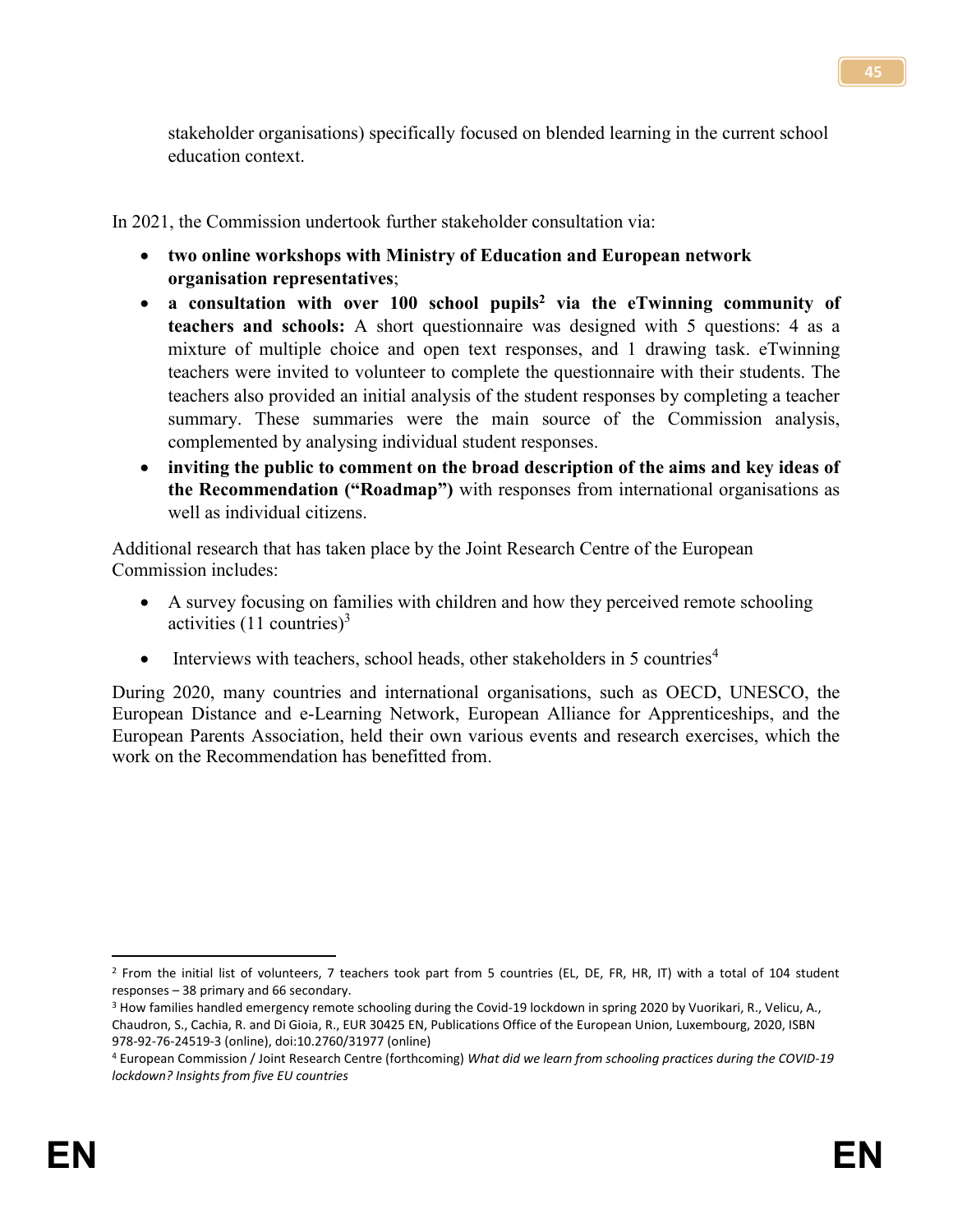stakeholder organisations) specifically focused on blended learning in the current school education context.

In 2021, the Commission undertook further stakeholder consultation via:

- **two online workshops with Ministry of Education and European network organisation representatives**;
- **a consultation with over 100 school pupils**[2] **via the eTwinning community of teachers and schools:** A short questionnaire was designed with 5 questions: 4 as a mixture of multiple choice and open text responses, and 1 drawing task. eTwinning teachers were invited to volunteer to complete the questionnaire with their students. The teachers also provided an initial analysis of the student responses by completing a teacher summary. These summaries were the main source of the Commission analysis, complemented by analysing individual student responses.
- **inviting the public to comment on the broad description of the aims and key ideas of the Recommendation ("Roadmap")** with responses from international organisations as well as individual citizens.

Additional research that has taken place by the Joint Research Centre of the European Commission includes:

- A survey focusing on families with children and how they perceived remote schooling activities (11 countries)[3]
- Interviews with teachers, school heads, other stakeholders in 5 countries[4]

During 2020, many countries and international organisations, such as OECD, UNESCO, the European Distance and e-Learning Network, European Alliance for Apprenticeships, and the European Parents Association, held their own various events and research exercises, which the work on the Recommendation has benefitted from.

[2] From the initial list of volunteers, 7 teachers took part from 5 countries (EL, DE, FR, HR, IT) with a total of 104 student responses – 38 primary and 66 secondary.

[3] How families handled emergency remote schooling during the Covid-19 lockdown in spring 2020 by Vuorikari, R., Velicu, A., Chaudron, S., Cachia, R. and Di Gioia, R., EUR 30425 EN, Publications Office of the European Union, Luxembourg, 2020, ISBN 978-92-76-24519-3 (online), doi:10.2760/31977 (online)

[4] European Commission / Joint Research Centre (forthcoming) *What did we learn from schooling practices during the COVID-19 lockdown? Insights from five EU countries*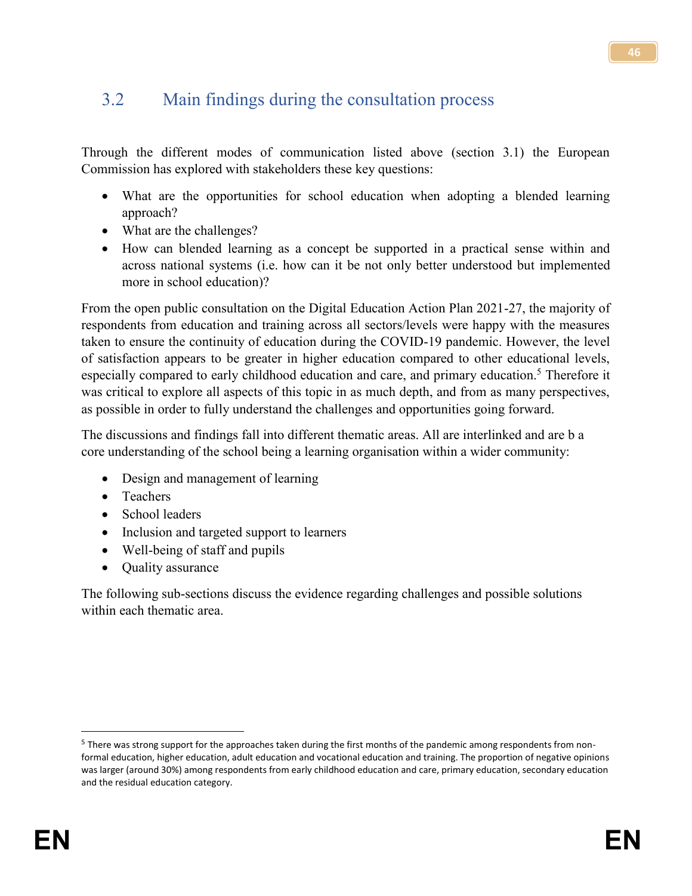## 3.2 Main findings during the consultation process

Through the different modes of communication listed above (section 3.1) the European Commission has explored with stakeholders these key questions:

- What are the opportunities for school education when adopting a blended learning approach?
- What are the challenges?
- How can blended learning as a concept be supported in a practical sense within and across national systems (i.e. how can it be not only better understood but implemented more in school education)?

From the open public consultation on the Digital Education Action Plan 2021-27, the majority of respondents from education and training across all sectors/levels were happy with the measures taken to ensure the continuity of education during the COVID-19 pandemic. However, the level of satisfaction appears to be greater in higher education compared to other educational levels, especially compared to early childhood education and care, and primary education.[5] Therefore it was critical to explore all aspects of this topic in as much depth, and from as many perspectives, as possible in order to fully understand the challenges and opportunities going forward.

The discussions and findings fall into different thematic areas. All are interlinked and are b a core understanding of the school being a learning organisation within a wider community:

- Design and management of learning
- Teachers
- School leaders
- Inclusion and targeted support to learners
- Well-being of staff and pupils
- Quality assurance

The following sub-sections discuss the evidence regarding challenges and possible solutions within each thematic area.

---

[5] There was strong support for the approaches taken during the first months of the pandemic among respondents from non-formal education, higher education, adult education and vocational education and training. The proportion of negative opinions was larger (around 30%) among respondents from early childhood education and care, primary education, secondary education and the residual education category.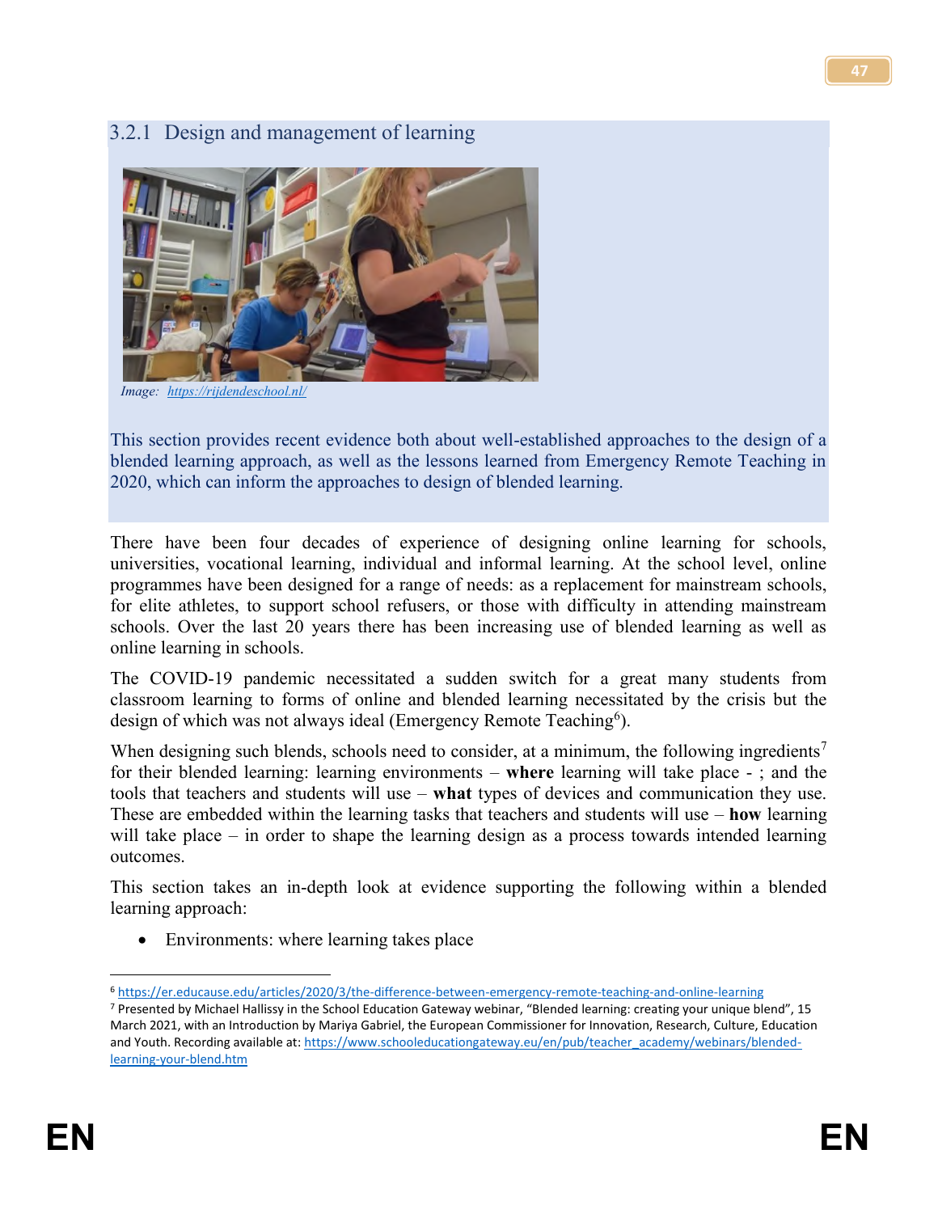### 3.2.1 Design and management of learning

Image: https://rijdendeschool.nl/

This section provides recent evidence both about well-established approaches to the design of a blended learning approach, as well as the lessons learned from Emergency Remote Teaching in 2020, which can inform the approaches to design of blended learning.

There have been four decades of experience of designing online learning for schools, universities, vocational learning, individual and informal learning. At the school level, online programmes have been designed for a range of needs: as a replacement for mainstream schools, for elite athletes, to support school refusers, or those with difficulty in attending mainstream schools. Over the last 20 years there has been increasing use of blended learning as well as online learning in schools.

The COVID-19 pandemic necessitated a sudden switch for a great many students from classroom learning to forms of online and blended learning necessitated by the crisis but the design of which was not always ideal (Emergency Remote Teaching[6]).

When designing such blends, schools need to consider, at a minimum, the following ingredients[7] for their blended learning: learning environments – **where** learning will take place - ; and the tools that teachers and students will use – **what** types of devices and communication they use. These are embedded within the learning tasks that teachers and students will use – **how** learning will take place – in order to shape the learning design as a process towards intended learning outcomes.

This section takes an in-depth look at evidence supporting the following within a blended learning approach:

- Environments: where learning takes place

---

[6] https://er.educause.edu/articles/2020/3/the-difference-between-emergency-remote-teaching-and-online-learning

[7] Presented by Michael Hallissy in the School Education Gateway webinar, "Blended learning: creating your unique blend", 15 March 2021, with an Introduction by Mariya Gabriel, the European Commissioner for Innovation, Research, Culture, Education and Youth. Recording available at: https://www.schooleducationgateway.eu/en/pub/teacher_academy/webinars/blended-learning-your-blend.htm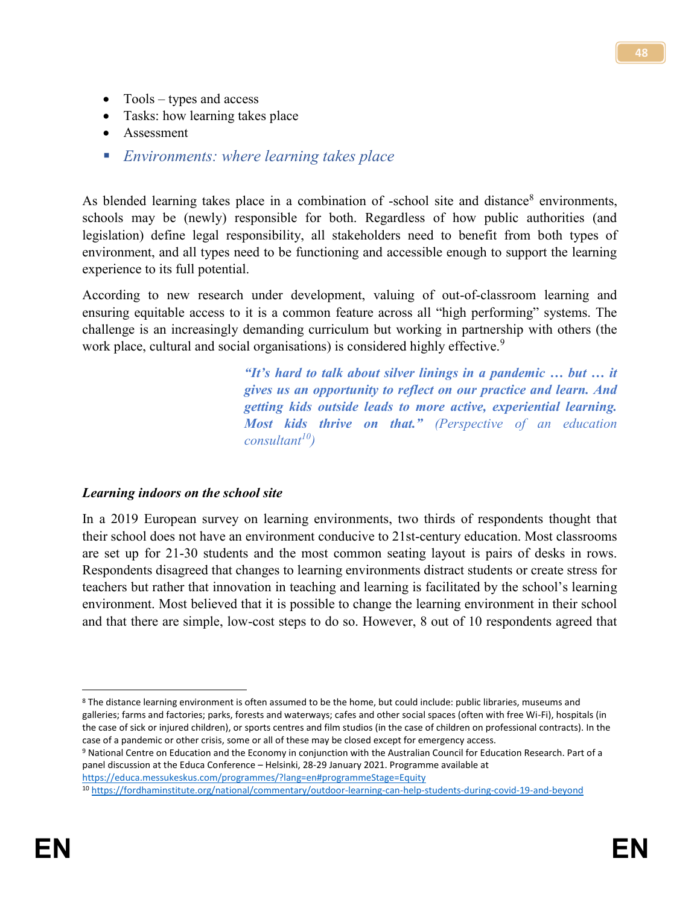- Tools – types and access
- Tasks: how learning takes place
- Assessment

- *Environments: where learning takes place*

As blended learning takes place in a combination of -school site and distance[8] environments, schools may be (newly) responsible for both. Regardless of how public authorities (and legislation) define legal responsibility, all stakeholders need to benefit from both types of environment, and all types need to be functioning and accessible enough to support the learning experience to its full potential.

According to new research under development, valuing of out-of-classroom learning and ensuring equitable access to it is a common feature across all "high performing" systems. The challenge is an increasingly demanding curriculum but working in partnership with others (the work place, cultural and social organisations) is considered highly effective.[9]

> ***"It's hard to talk about silver linings in a pandemic … but … it gives us an opportunity to reflect on our practice and learn. And getting kids outside leads to more active, experiential learning. Most kids thrive on that."*** *(Perspective of an education consultant[10])*

***Learning indoors on the school site***

In a 2019 European survey on learning environments, two thirds of respondents thought that their school does not have an environment conducive to 21st-century education. Most classrooms are set up for 21-30 students and the most common seating layout is pairs of desks in rows. Respondents disagreed that changes to learning environments distract students or create stress for teachers but rather that innovation in teaching and learning is facilitated by the school's learning environment. Most believed that it is possible to change the learning environment in their school and that there are simple, low-cost steps to do so. However, 8 out of 10 respondents agreed that

---

[8] The distance learning environment is often assumed to be the home, but could include: public libraries, museums and galleries; farms and factories; parks, forests and waterways; cafes and other social spaces (often with free Wi-Fi), hospitals (in the case of sick or injured children), or sports centres and film studios (in the case of children on professional contracts). In the case of a pandemic or other crisis, some or all of these may be closed except for emergency access.

[9] National Centre on Education and the Economy in conjunction with the Australian Council for Education Research. Part of a panel discussion at the Educa Conference – Helsinki, 28-29 January 2021. Programme available at https://educa.messukeskus.com/programmes/?lang=en#programmeStage=Equity

[10] https://fordhaminstitute.org/national/commentary/outdoor-learning-can-help-students-during-covid-19-and-beyond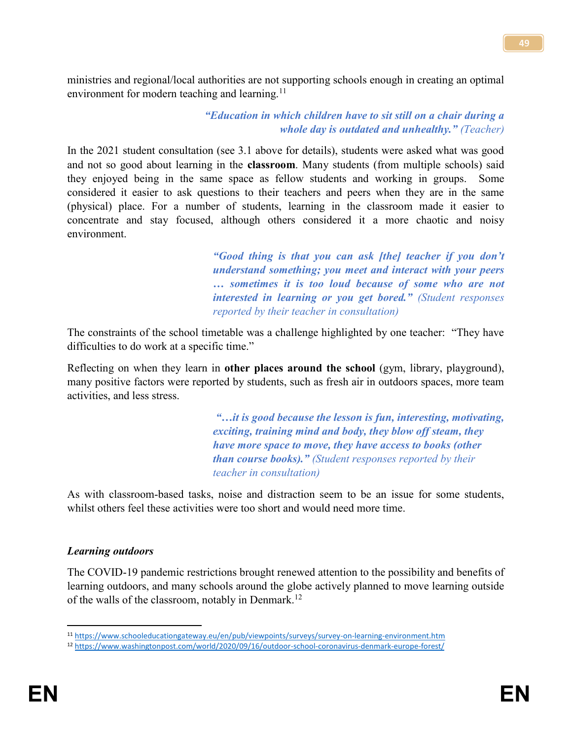ministries and regional/local authorities are not supporting schools enough in creating an optimal environment for modern teaching and learning.[11]

> ***"Education in which children have to sit still on a chair during a whole day is outdated and unhealthy."*** *(Teacher)*

In the 2021 student consultation (see 3.1 above for details), students were asked what was good and not so good about learning in the **classroom**. Many students (from multiple schools) said they enjoyed being in the same space as fellow students and working in groups. Some considered it easier to ask questions to their teachers and peers when they are in the same (physical) place. For a number of students, learning in the classroom made it easier to concentrate and stay focused, although others considered it a more chaotic and noisy environment.

> ***"Good thing is that you can ask [the] teacher if you don't understand something; you meet and interact with your peers … sometimes it is too loud because of some who are not interested in learning or you get bored."*** *(Student responses reported by their teacher in consultation)*

The constraints of the school timetable was a challenge highlighted by one teacher: "They have difficulties to do work at a specific time."

Reflecting on when they learn in **other places around the school** (gym, library, playground), many positive factors were reported by students, such as fresh air in outdoors spaces, more team activities, and less stress.

> ***"…it is good because the lesson is fun, interesting, motivating, exciting, training mind and body, they blow off steam, they have more space to move, they have access to books (other than course books)."*** *(Student responses reported by their teacher in consultation)*

As with classroom-based tasks, noise and distraction seem to be an issue for some students, whilst others feel these activities were too short and would need more time.

***Learning outdoors***

The COVID-19 pandemic restrictions brought renewed attention to the possibility and benefits of learning outdoors, and many schools around the globe actively planned to move learning outside of the walls of the classroom, notably in Denmark.[12]

---

[11] https://www.schooleducationgateway.eu/en/pub/viewpoints/surveys/survey-on-learning-environment.htm

[12] https://www.washingtonpost.com/world/2020/09/16/outdoor-school-coronavirus-denmark-europe-forest/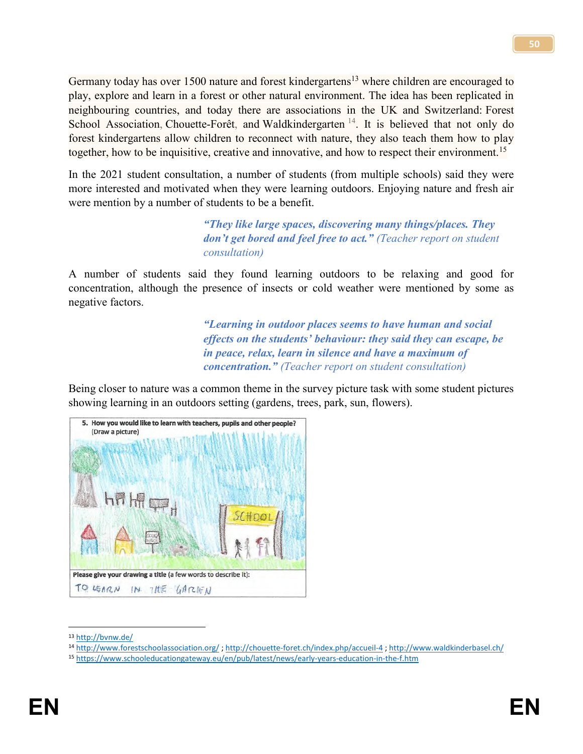Germany today has over 1500 nature and forest kindergartens[13] where children are encouraged to play, explore and learn in a forest or other natural environment. The idea has been replicated in neighbouring countries, and today there are associations in the UK and Switzerland: Forest School Association, Chouette-Forêt, and Waldkindergarten [14]. It is believed that not only do forest kindergartens allow children to reconnect with nature, they also teach them how to play together, how to be inquisitive, creative and innovative, and how to respect their environment.[15]

In the 2021 student consultation, a number of students (from multiple schools) said they were more interested and motivated when they were learning outdoors. Enjoying nature and fresh air were mention by a number of students to be a benefit.

> ***"They like large spaces, discovering many things/places. They don't get bored and feel free to act."*** *(Teacher report on student consultation)*

A number of students said they found learning outdoors to be relaxing and good for concentration, although the presence of insects or cold weather were mentioned by some as negative factors.

> ***"Learning in outdoor places seems to have human and social effects on the students' behaviour: they said they can escape, be in peace, relax, learn in silence and have a maximum of concentration."*** *(Teacher report on student consultation)*

Being closer to nature was a common theme in the survey picture task with some student pictures showing learning in an outdoors setting (gardens, trees, park, sun, flowers).

5. How you would like to learn with teachers, pupils and other people? (Draw a picture)

Please give your drawing a title (a few words to describe it): TO LEARN IN THE GARDEN

---

[13] http://bvnw.de/

[14] http://www.forestschoolassociation.org/ ; http://chouette-foret.ch/index.php/accueil-4 ; http://www.waldkinderbasel.ch/

[15] https://www.schooleducationgateway.eu/en/pub/latest/news/early-years-education-in-the-f.htm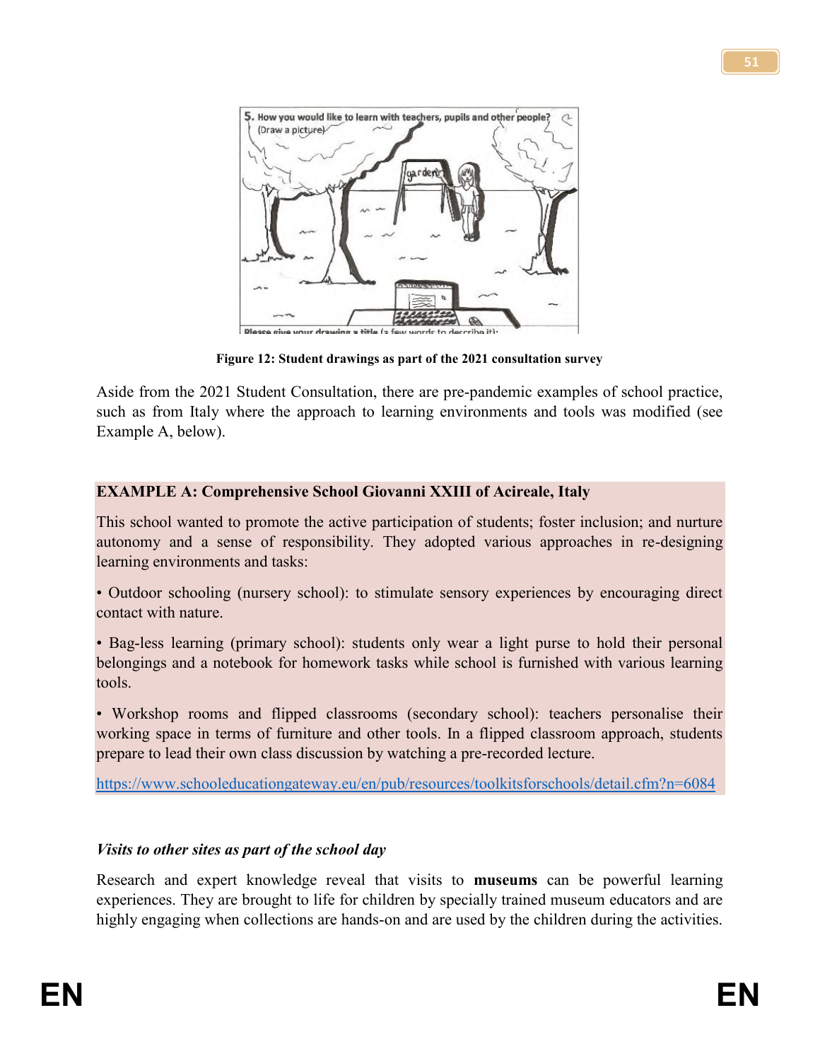Figure 12: Student drawings as part of the 2021 consultation survey

Aside from the 2021 Student Consultation, there are pre-pandemic examples of school practice, such as from Italy where the approach to learning environments and tools was modified (see Example A, below).

**EXAMPLE A: Comprehensive School Giovanni XXIII of Acireale, Italy**

This school wanted to promote the active participation of students; foster inclusion; and nurture autonomy and a sense of responsibility. They adopted various approaches in re-designing learning environments and tasks:

• Outdoor schooling (nursery school): to stimulate sensory experiences by encouraging direct contact with nature.

• Bag-less learning (primary school): students only wear a light purse to hold their personal belongings and a notebook for homework tasks while school is furnished with various learning tools.

• Workshop rooms and flipped classrooms (secondary school): teachers personalise their working space in terms of furniture and other tools. In a flipped classroom approach, students prepare to lead their own class discussion by watching a pre-recorded lecture.

https://www.schooleducationgateway.eu/en/pub/resources/toolkitsforschools/detail.cfm?n=6084

***Visits to other sites as part of the school day***

Research and expert knowledge reveal that visits to **museums** can be powerful learning experiences. They are brought to life for children by specially trained museum educators and are highly engaging when collections are hands-on and are used by the children during the activities.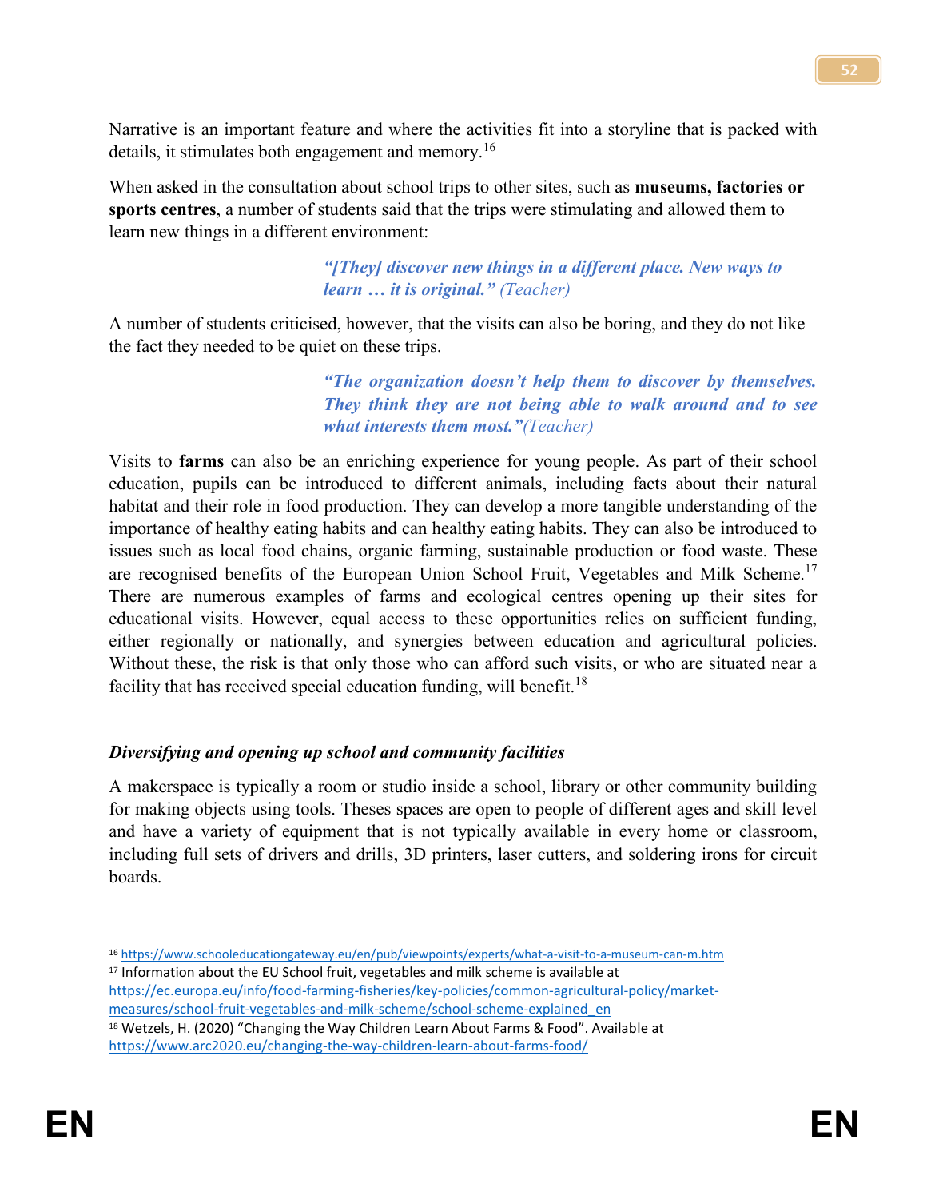Narrative is an important feature and where the activities fit into a storyline that is packed with details, it stimulates both engagement and memory.[16]

When asked in the consultation about school trips to other sites, such as **museums, factories or sports centres**, a number of students said that the trips were stimulating and allowed them to learn new things in a different environment:

> ***"[They] discover new things in a different place. New ways to learn … it is original."*** *(Teacher)*

A number of students criticised, however, that the visits can also be boring, and they do not like the fact they needed to be quiet on these trips.

> ***"The organization doesn't help them to discover by themselves. They think they are not being able to walk around and to see what interests them most."*** *(Teacher)*

Visits to **farms** can also be an enriching experience for young people. As part of their school education, pupils can be introduced to different animals, including facts about their natural habitat and their role in food production. They can develop a more tangible understanding of the importance of healthy eating habits and can healthy eating habits. They can also be introduced to issues such as local food chains, organic farming, sustainable production or food waste. These are recognised benefits of the European Union School Fruit, Vegetables and Milk Scheme.[17] There are numerous examples of farms and ecological centres opening up their sites for educational visits. However, equal access to these opportunities relies on sufficient funding, either regionally or nationally, and synergies between education and agricultural policies. Without these, the risk is that only those who can afford such visits, or who are situated near a facility that has received special education funding, will benefit.[18]

### *Diversifying and opening up school and community facilities*

A makerspace is typically a room or studio inside a school, library or other community building for making objects using tools. Theses spaces are open to people of different ages and skill level and have a variety of equipment that is not typically available in every home or classroom, including full sets of drivers and drills, 3D printers, laser cutters, and soldering irons for circuit boards.

---

[16] https://www.schooleducationgateway.eu/en/pub/viewpoints/experts/what-a-visit-to-a-museum-can-m.htm

[17] Information about the EU School fruit, vegetables and milk scheme is available at https://ec.europa.eu/info/food-farming-fisheries/key-policies/common-agricultural-policy/market-measures/school-fruit-vegetables-and-milk-scheme/school-scheme-explained_en

[18] Wetzels, H. (2020) "Changing the Way Children Learn About Farms & Food". Available at https://www.arc2020.eu/changing-the-way-children-learn-about-farms-food/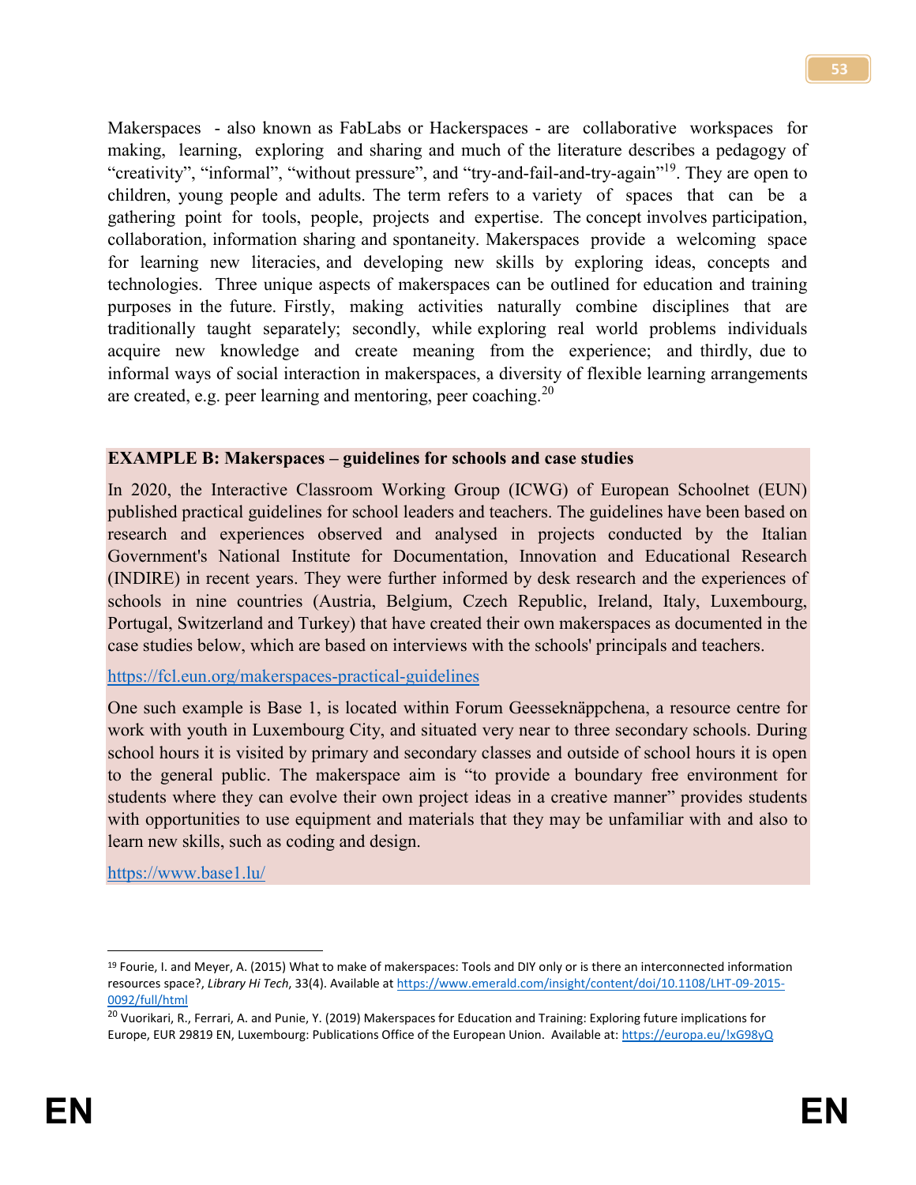Makerspaces - also known as FabLabs or Hackerspaces - are collaborative workspaces for making, learning, exploring and sharing and much of the literature describes a pedagogy of "creativity", "informal", "without pressure", and "try-and-fail-and-try-again"[19]. They are open to children, young people and adults. The term refers to a variety of spaces that can be a gathering point for tools, people, projects and expertise. The concept involves participation, collaboration, information sharing and spontaneity. Makerspaces provide a welcoming space for learning new literacies, and developing new skills by exploring ideas, concepts and technologies. Three unique aspects of makerspaces can be outlined for education and training purposes in the future. Firstly, making activities naturally combine disciplines that are traditionally taught separately; secondly, while exploring real world problems individuals acquire new knowledge and create meaning from the experience; and thirdly, due to informal ways of social interaction in makerspaces, a diversity of flexible learning arrangements are created, e.g. peer learning and mentoring, peer coaching.[20]

**EXAMPLE B: Makerspaces – guidelines for schools and case studies**

In 2020, the Interactive Classroom Working Group (ICWG) of European Schoolnet (EUN) published practical guidelines for school leaders and teachers. The guidelines have been based on research and experiences observed and analysed in projects conducted by the Italian Government's National Institute for Documentation, Innovation and Educational Research (INDIRE) in recent years. They were further informed by desk research and the experiences of schools in nine countries (Austria, Belgium, Czech Republic, Ireland, Italy, Luxembourg, Portugal, Switzerland and Turkey) that have created their own makerspaces as documented in the case studies below, which are based on interviews with the schools' principals and teachers.

https://fcl.eun.org/makerspaces-practical-guidelines

One such example is Base 1, is located within Forum Geesseknäppchena, a resource centre for work with youth in Luxembourg City, and situated very near to three secondary schools. During school hours it is visited by primary and secondary classes and outside of school hours it is open to the general public. The makerspace aim is "to provide a boundary free environment for students where they can evolve their own project ideas in a creative manner" provides students with opportunities to use equipment and materials that they may be unfamiliar with and also to learn new skills, such as coding and design.

https://www.base1.lu/

---

[19] Fourie, I. and Meyer, A. (2015) What to make of makerspaces: Tools and DIY only or is there an interconnected information resources space?, *Library Hi Tech*, 33(4). Available at https://www.emerald.com/insight/content/doi/10.1108/LHT-09-2015-0092/full/html

[20] Vuorikari, R., Ferrari, A. and Punie, Y. (2019) Makerspaces for Education and Training: Exploring future implications for Europe, EUR 29819 EN, Luxembourg: Publications Office of the European Union. Available at: https://europa.eu/!xG98yQ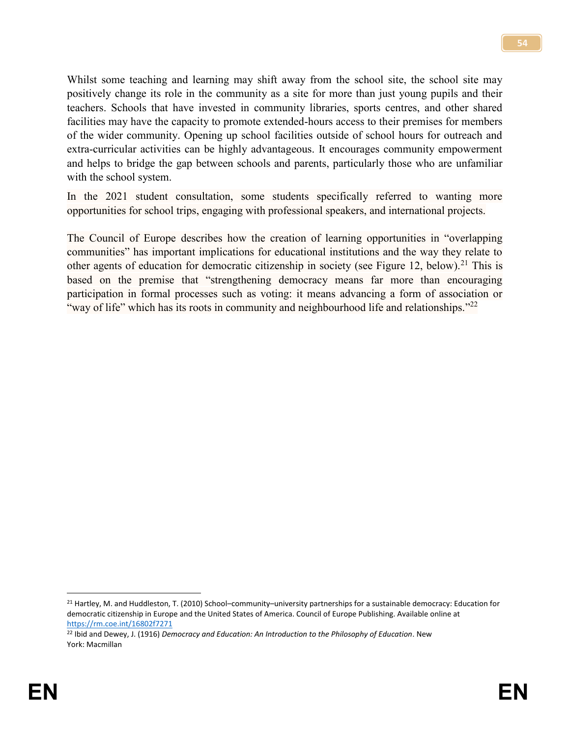Whilst some teaching and learning may shift away from the school site, the school site may positively change its role in the community as a site for more than just young pupils and their teachers. Schools that have invested in community libraries, sports centres, and other shared facilities may have the capacity to promote extended-hours access to their premises for members of the wider community. Opening up school facilities outside of school hours for outreach and extra-curricular activities can be highly advantageous. It encourages community empowerment and helps to bridge the gap between schools and parents, particularly those who are unfamiliar with the school system.

In the 2021 student consultation, some students specifically referred to wanting more opportunities for school trips, engaging with professional speakers, and international projects.

The Council of Europe describes how the creation of learning opportunities in "overlapping communities" has important implications for educational institutions and the way they relate to other agents of education for democratic citizenship in society (see Figure 12, below).[21] This is based on the premise that "strengthening democracy means far more than encouraging participation in formal processes such as voting: it means advancing a form of association or "way of life" which has its roots in community and neighbourhood life and relationships."[22]

[21] Hartley, M. and Huddleston, T. (2010) School–community–university partnerships for a sustainable democracy: Education for democratic citizenship in Europe and the United States of America. Council of Europe Publishing. Available online at https://rm.coe.int/16802f7271

[22] Ibid and Dewey, J. (1916) *Democracy and Education: An Introduction to the Philosophy of Education*. New York: Macmillan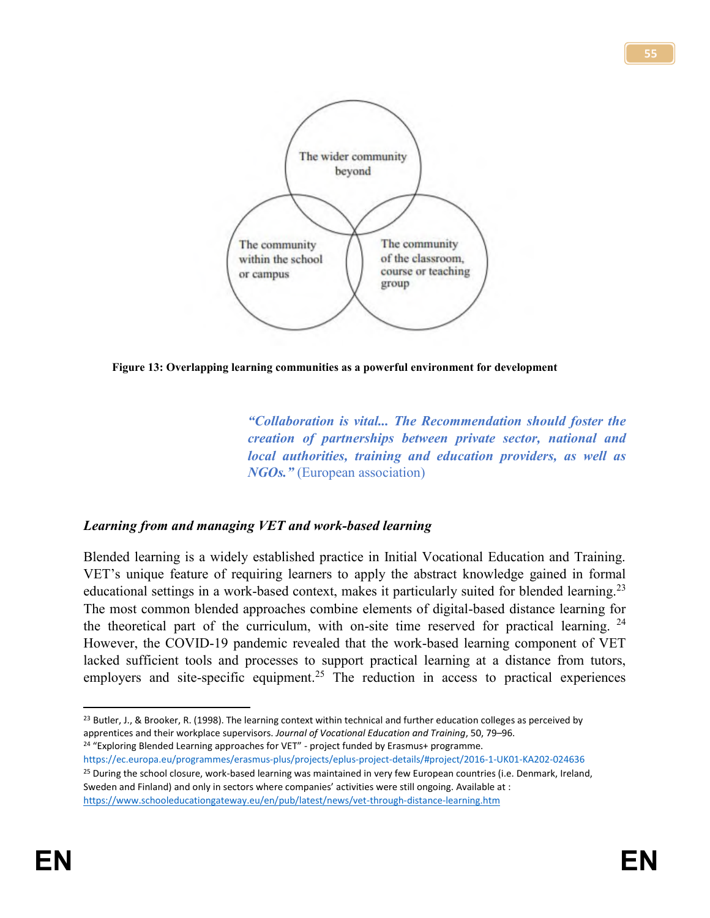The wider community beyond

The community within the school or campus

The community of the classroom, course or teaching group

**Figure 13: Overlapping learning communities as a powerful environment for development**

> ***"Collaboration is vital... The Recommendation should foster the creation of partnerships between private sector, national and local authorities, training and education providers, as well as NGOs."*** (European association)

### *Learning from and managing VET and work-based learning*

Blended learning is a widely established practice in Initial Vocational Education and Training. VET's unique feature of requiring learners to apply the abstract knowledge gained in formal educational settings in a work-based context, makes it particularly suited for blended learning.[23] The most common blended approaches combine elements of digital-based distance learning for the theoretical part of the curriculum, with on-site time reserved for practical learning. [24] However, the COVID-19 pandemic revealed that the work-based learning component of VET lacked sufficient tools and processes to support practical learning at a distance from tutors, employers and site-specific equipment.[25] The reduction in access to practical experiences

---

[23] Butler, J., & Brooker, R. (1998). The learning context within technical and further education colleges as perceived by apprentices and their workplace supervisors. *Journal of Vocational Education and Training*, 50, 79–96.

[24] "Exploring Blended Learning approaches for VET" - project funded by Erasmus+ programme. https://ec.europa.eu/programmes/erasmus-plus/projects/eplus-project-details/#project/2016-1-UK01-KA202-024636

[25] During the school closure, work-based learning was maintained in very few European countries (i.e. Denmark, Ireland, Sweden and Finland) and only in sectors where companies' activities were still ongoing. Available at : https://www.schooleducationgateway.eu/en/pub/latest/news/vet-through-distance-learning.htm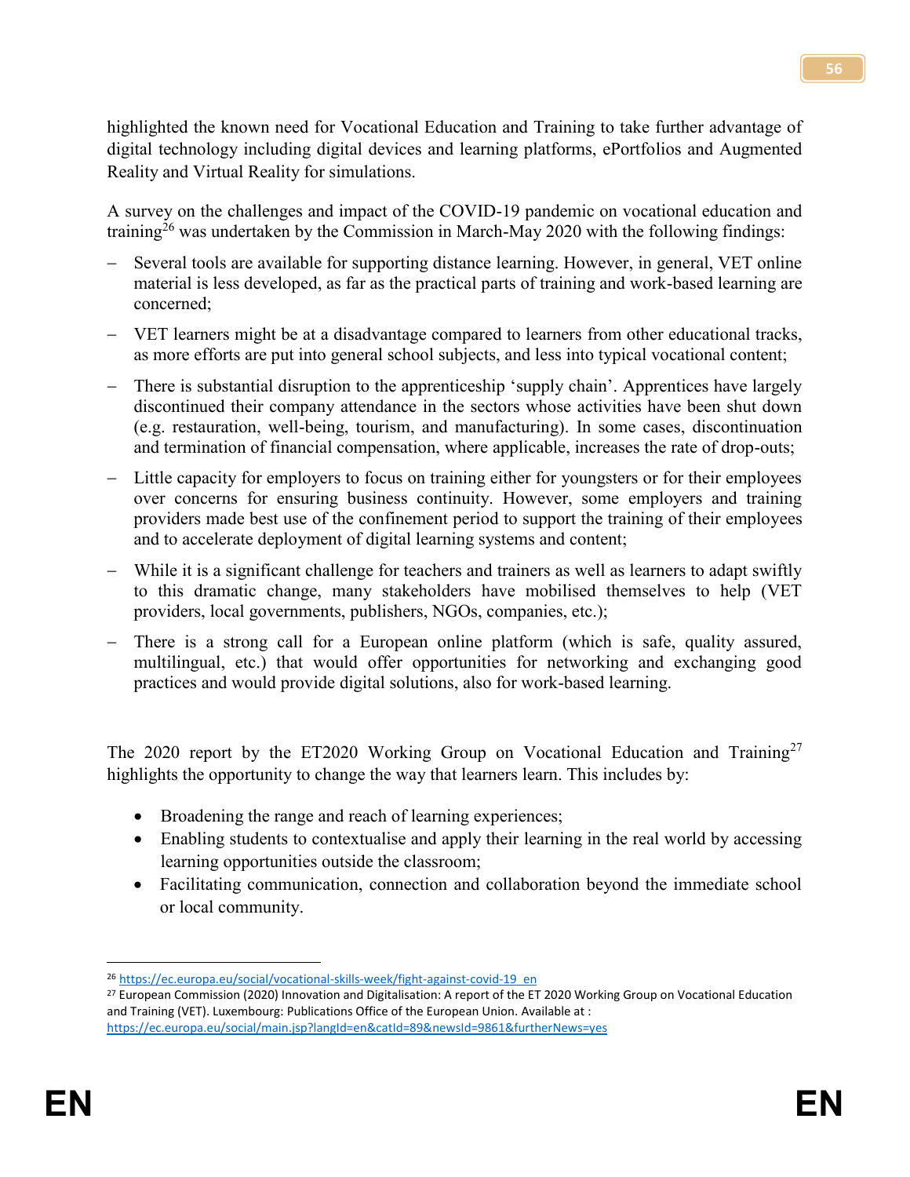highlighted the known need for Vocational Education and Training to take further advantage of digital technology including digital devices and learning platforms, ePortfolios and Augmented Reality and Virtual Reality for simulations.

A survey on the challenges and impact of the COVID-19 pandemic on vocational education and training[26] was undertaken by the Commission in March-May 2020 with the following findings:

- Several tools are available for supporting distance learning. However, in general, VET online material is less developed, as far as the practical parts of training and work-based learning are concerned;
- VET learners might be at a disadvantage compared to learners from other educational tracks, as more efforts are put into general school subjects, and less into typical vocational content;
- There is substantial disruption to the apprenticeship 'supply chain'. Apprentices have largely discontinued their company attendance in the sectors whose activities have been shut down (e.g. restauration, well-being, tourism, and manufacturing). In some cases, discontinuation and termination of financial compensation, where applicable, increases the rate of drop-outs;
- Little capacity for employers to focus on training either for youngsters or for their employees over concerns for ensuring business continuity. However, some employers and training providers made best use of the confinement period to support the training of their employees and to accelerate deployment of digital learning systems and content;
- While it is a significant challenge for teachers and trainers as well as learners to adapt swiftly to this dramatic change, many stakeholders have mobilised themselves to help (VET providers, local governments, publishers, NGOs, companies, etc.);
- There is a strong call for a European online platform (which is safe, quality assured, multilingual, etc.) that would offer opportunities for networking and exchanging good practices and would provide digital solutions, also for work-based learning.

The 2020 report by the ET2020 Working Group on Vocational Education and Training[27] highlights the opportunity to change the way that learners learn. This includes by:

- Broadening the range and reach of learning experiences;
- Enabling students to contextualise and apply their learning in the real world by accessing learning opportunities outside the classroom;
- Facilitating communication, connection and collaboration beyond the immediate school or local community.

---

[26] https://ec.europa.eu/social/vocational-skills-week/fight-against-covid-19_en

[27] European Commission (2020) Innovation and Digitalisation: A report of the ET 2020 Working Group on Vocational Education and Training (VET). Luxembourg: Publications Office of the European Union. Available at : https://ec.europa.eu/social/main.jsp?langId=en&catId=89&newsId=9861&furtherNews=yes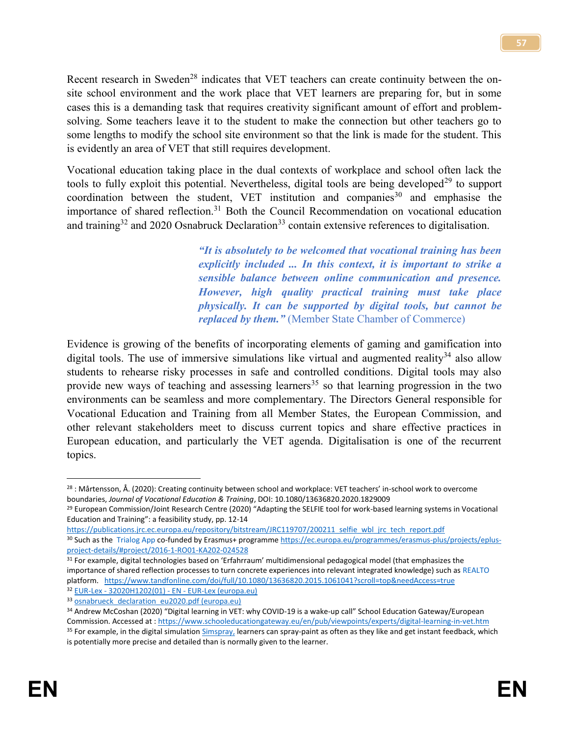Recent research in Sweden[28] indicates that VET teachers can create continuity between the on-site school environment and the work place that VET learners are preparing for, but in some cases this is a demanding task that requires creativity significant amount of effort and problem-solving. Some teachers leave it to the student to make the connection but other teachers go to some lengths to modify the school site environment so that the link is made for the student. This is evidently an area of VET that still requires development.

Vocational education taking place in the dual contexts of workplace and school often lack the tools to fully exploit this potential. Nevertheless, digital tools are being developed[29] to support coordination between the student, VET institution and companies[30] and emphasise the importance of shared reflection.[31] Both the Council Recommendation on vocational education and training[32] and 2020 Osnabruck Declaration[33] contain extensive references to digitalisation.

> ***"It is absolutely to be welcomed that vocational training has been explicitly included ... In this context, it is important to strike a sensible balance between online communication and presence. However, high quality practical training must take place physically. It can be supported by digital tools, but cannot be replaced by them."*** (Member State Chamber of Commerce)

Evidence is growing of the benefits of incorporating elements of gaming and gamification into digital tools. The use of immersive simulations like virtual and augmented reality[34] also allow students to rehearse risky processes in safe and controlled conditions. Digital tools may also provide new ways of teaching and assessing learners[35] so that learning progression in the two environments can be seamless and more complementary. The Directors General responsible for Vocational Education and Training from all Member States, the European Commission, and other relevant stakeholders meet to discuss current topics and share effective practices in European education, and particularly the VET agenda. Digitalisation is one of the recurrent topics.

---

[28] : Mårtensson, Å. (2020): Creating continuity between school and workplace: VET teachers' in-school work to overcome boundaries, *Journal of Vocational Education & Training*, DOI: 10.1080/13636820.2020.1829009

[29] European Commission/Joint Research Centre (2020) "Adapting the SELFIE tool for work-based learning systems in Vocational Education and Training": a feasibility study, pp. 12-14 https://publications.jrc.ec.europa.eu/repository/bitstream/JRC119707/200211_selfie_wbl_jrc_tech_report.pdf

[30] Such as the Trialog App co-funded by Erasmus+ programme https://ec.europa.eu/programmes/erasmus-plus/projects/eplus-project-details/#project/2016-1-RO01-KA202-024528

[31] For example, digital technologies based on 'Erfahrraum' multidimensional pedagogical model (that emphasizes the importance of shared reflection processes to turn concrete experiences into relevant integrated knowledge) such as REALTO platform. https://www.tandfonline.com/doi/full/10.1080/13636820.2015.1061041?scroll=top&needAccess=true

[32] EUR-Lex - 32020H1202(01) - EN - EUR-Lex (europa.eu)

[33] osnabrueck_declaration_eu2020.pdf (europa.eu)

[34] Andrew McCoshan (2020) "Digital learning in VET: why COVID-19 is a wake-up call" School Education Gateway/European Commission. Accessed at : https://www.schooleducationgateway.eu/en/pub/viewpoints/experts/digital-learning-in-vet.htm

[35] For example, in the digital simulation Simspray, learners can spray-paint as often as they like and get instant feedback, which is potentially more precise and detailed than is normally given to the learner.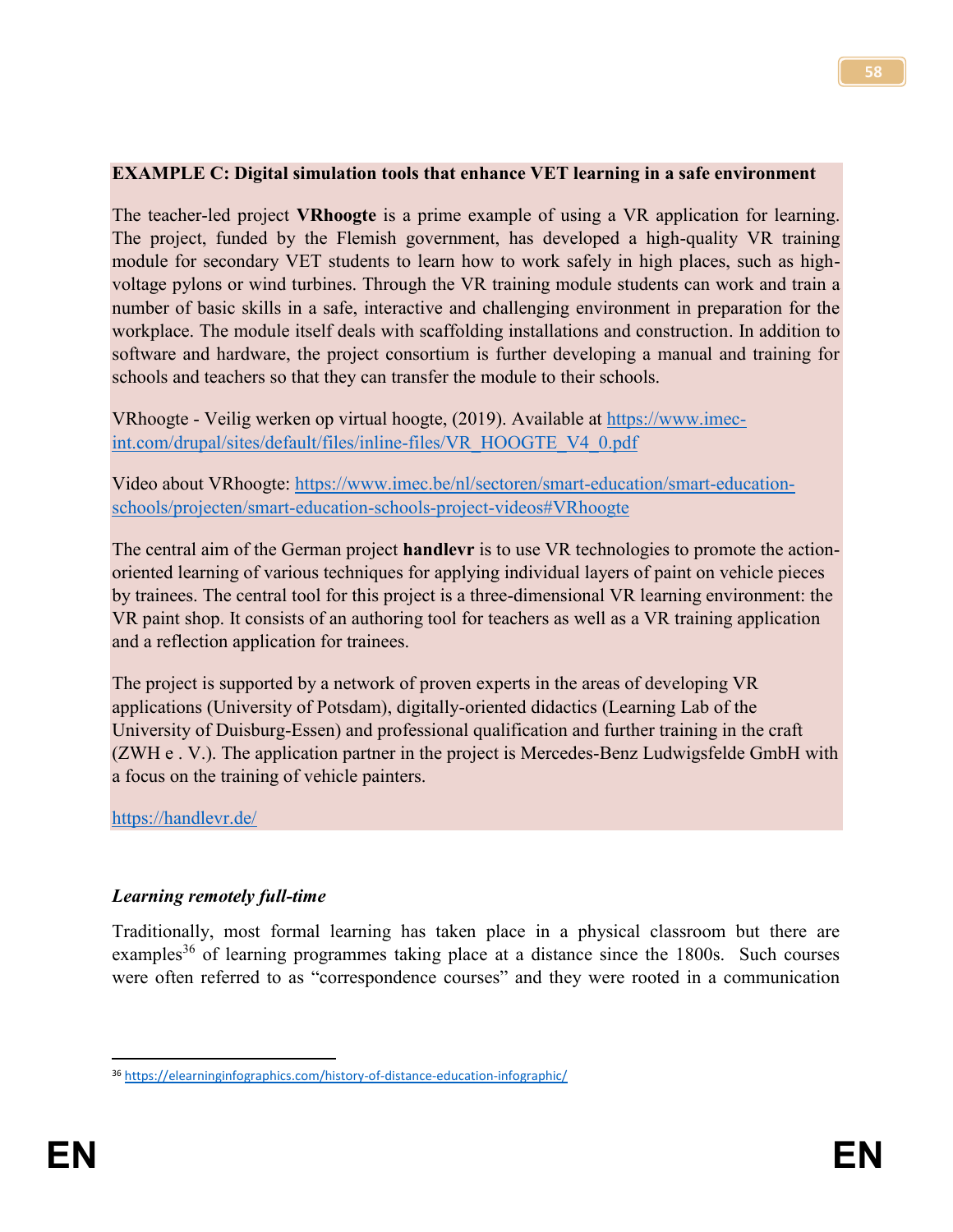**EXAMPLE C: Digital simulation tools that enhance VET learning in a safe environment**

The teacher-led project **VRhoogte** is a prime example of using a VR application for learning. The project, funded by the Flemish government, has developed a high-quality VR training module for secondary VET students to learn how to work safely in high places, such as high-voltage pylons or wind turbines. Through the VR training module students can work and train a number of basic skills in a safe, interactive and challenging environment in preparation for the workplace. The module itself deals with scaffolding installations and construction. In addition to software and hardware, the project consortium is further developing a manual and training for schools and teachers so that they can transfer the module to their schools.

VRhoogte - Veilig werken op virtual hoogte, (2019). Available at https://www.imec-int.com/drupal/sites/default/files/inline-files/VR_HOOGTE_V4_0.pdf

Video about VRhoogte: https://www.imec.be/nl/sectoren/smart-education/smart-education-schools/projecten/smart-education-schools-project-videos#VRhoogte

The central aim of the German project **handlevr** is to use VR technologies to promote the action-oriented learning of various techniques for applying individual layers of paint on vehicle pieces by trainees. The central tool for this project is a three-dimensional VR learning environment: the VR paint shop. It consists of an authoring tool for teachers as well as a VR training application and a reflection application for trainees.

The project is supported by a network of proven experts in the areas of developing VR applications (University of Potsdam), digitally-oriented didactics (Learning Lab of the University of Duisburg-Essen) and professional qualification and further training in the craft (ZWH e . V.). The application partner in the project is Mercedes-Benz Ludwigsfelde GmbH with a focus on the training of vehicle painters.

https://handlevr.de/

***Learning remotely full-time***

Traditionally, most formal learning has taken place in a physical classroom but there are examples[36] of learning programmes taking place at a distance since the 1800s. Such courses were often referred to as "correspondence courses" and they were rooted in a communication

[36] https://elearninginfographics.com/history-of-distance-education-infographic/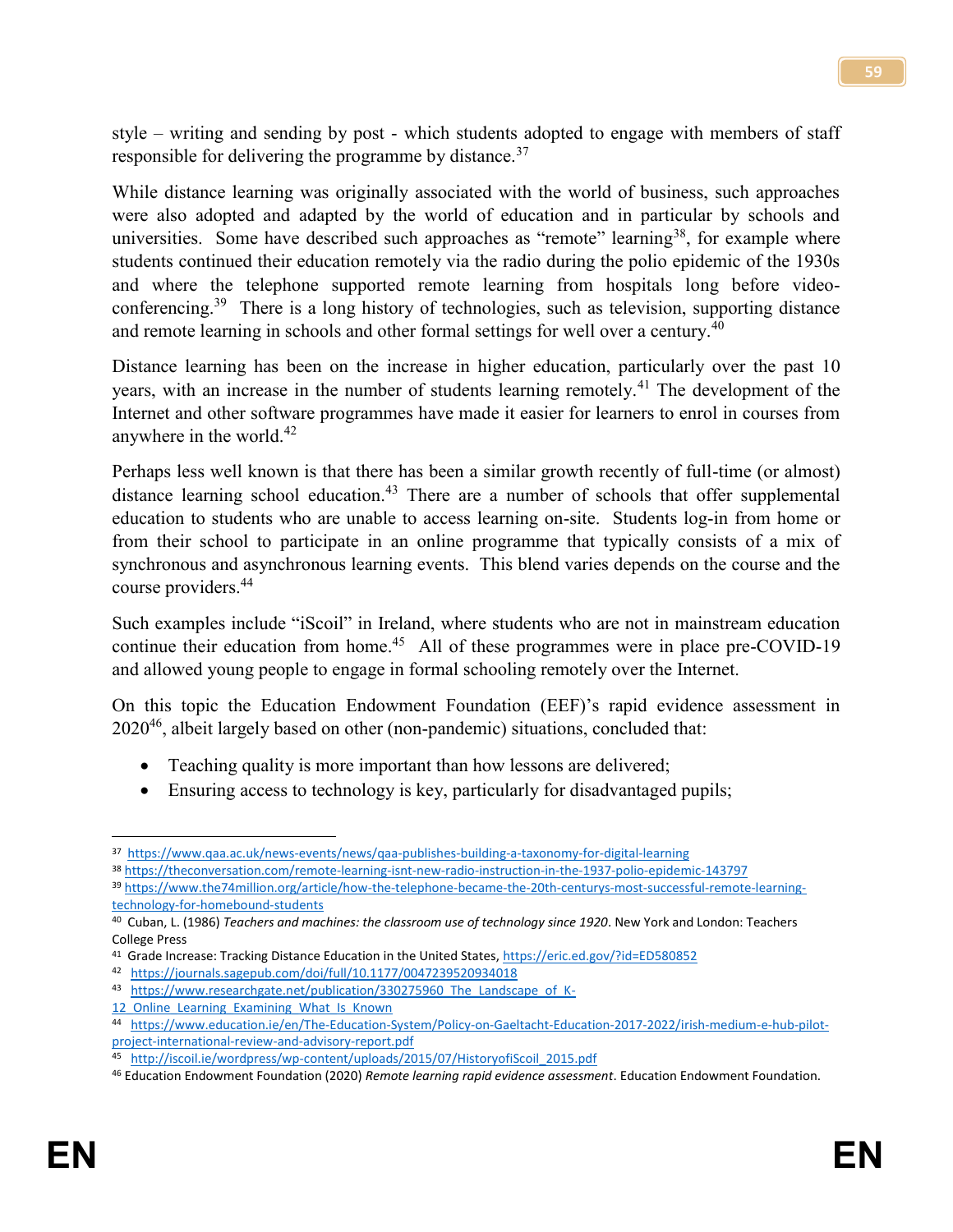style – writing and sending by post - which students adopted to engage with members of staff responsible for delivering the programme by distance.[37]

While distance learning was originally associated with the world of business, such approaches were also adopted and adapted by the world of education and in particular by schools and universities. Some have described such approaches as "remote" learning[38], for example where students continued their education remotely via the radio during the polio epidemic of the 1930s and where the telephone supported remote learning from hospitals long before video-conferencing.[39] There is a long history of technologies, such as television, supporting distance and remote learning in schools and other formal settings for well over a century.[40]

Distance learning has been on the increase in higher education, particularly over the past 10 years, with an increase in the number of students learning remotely.[41] The development of the Internet and other software programmes have made it easier for learners to enrol in courses from anywhere in the world.[42]

Perhaps less well known is that there has been a similar growth recently of full-time (or almost) distance learning school education.[43] There are a number of schools that offer supplemental education to students who are unable to access learning on-site. Students log-in from home or from their school to participate in an online programme that typically consists of a mix of synchronous and asynchronous learning events. This blend varies depends on the course and the course providers.[44]

Such examples include "iScoil" in Ireland, where students who are not in mainstream education continue their education from home.[45] All of these programmes were in place pre-COVID-19 and allowed young people to engage in formal schooling remotely over the Internet.

On this topic the Education Endowment Foundation (EEF)'s rapid evidence assessment in 2020[46], albeit largely based on other (non-pandemic) situations, concluded that:

- Teaching quality is more important than how lessons are delivered;
- Ensuring access to technology is key, particularly for disadvantaged pupils;

---

[37] https://www.qaa.ac.uk/news-events/news/qaa-publishes-building-a-taxonomy-for-digital-learning

[38] https://theconversation.com/remote-learning-isnt-new-radio-instruction-in-the-1937-polio-epidemic-143797

[39] https://www.the74million.org/article/how-the-telephone-became-the-20th-centurys-most-successful-remote-learning-technology-for-homebound-students

[40] Cuban, L. (1986) *Teachers and machines: the classroom use of technology since 1920*. New York and London: Teachers College Press

[41] Grade Increase: Tracking Distance Education in the United States, https://eric.ed.gov/?id=ED580852

[42] https://journals.sagepub.com/doi/full/10.1177/0047239520934018

[43] https://www.researchgate.net/publication/330275960_The_Landscape_of_K-12_Online_Learning_Examining_What_Is_Known

[44] https://www.education.ie/en/The-Education-System/Policy-on-Gaeltacht-Education-2017-2022/irish-medium-e-hub-pilot-project-international-review-and-advisory-report.pdf

[45] http://iscoil.ie/wordpress/wp-content/uploads/2015/07/HistoryofiScoil_2015.pdf

[46] Education Endowment Foundation (2020) *Remote learning rapid evidence assessment*. Education Endowment Foundation.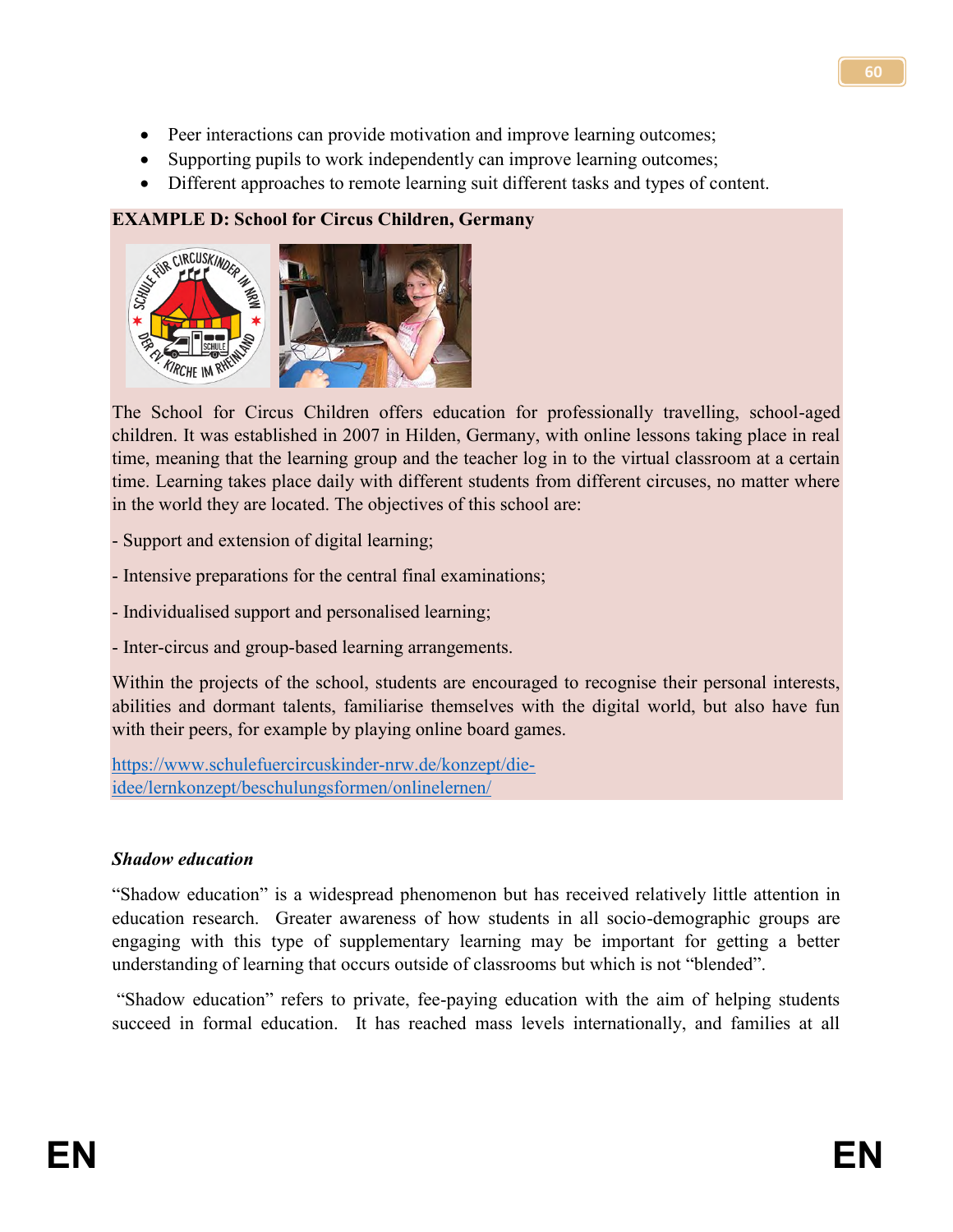- Peer interactions can provide motivation and improve learning outcomes;
- Supporting pupils to work independently can improve learning outcomes;
- Different approaches to remote learning suit different tasks and types of content.

**EXAMPLE D: School for Circus Children, Germany**

The School for Circus Children offers education for professionally travelling, school-aged children. It was established in 2007 in Hilden, Germany, with online lessons taking place in real time, meaning that the learning group and the teacher log in to the virtual classroom at a certain time. Learning takes place daily with different students from different circuses, no matter where in the world they are located. The objectives of this school are:

- Support and extension of digital learning;

- Intensive preparations for the central final examinations;

- Individualised support and personalised learning;

- Inter-circus and group-based learning arrangements.

Within the projects of the school, students are encouraged to recognise their personal interests, abilities and dormant talents, familiarise themselves with the digital world, but also have fun with their peers, for example by playing online board games.

https://www.schulefuercircuskinder-nrw.de/konzept/die-idee/lernkonzept/beschulungsformen/onlinelernen/

***Shadow education***

"Shadow education" is a widespread phenomenon but has received relatively little attention in education research. Greater awareness of how students in all socio-demographic groups are engaging with this type of supplementary learning may be important for getting a better understanding of learning that occurs outside of classrooms but which is not "blended".

"Shadow education" refers to private, fee-paying education with the aim of helping students succeed in formal education. It has reached mass levels internationally, and families at all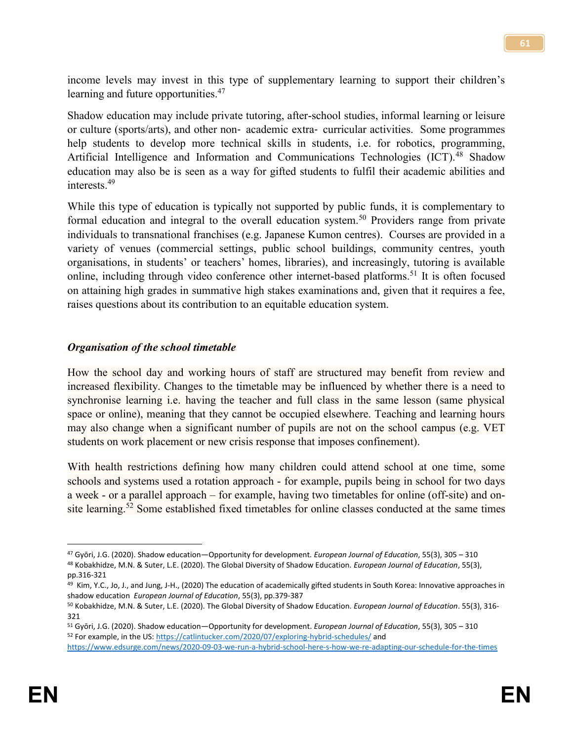income levels may invest in this type of supplementary learning to support their children's learning and future opportunities.[47]

Shadow education may include private tutoring, after-school studies, informal learning or leisure or culture (sports/arts), and other non- academic extra- curricular activities. Some programmes help students to develop more technical skills in students, i.e. for robotics, programming, Artificial Intelligence and Information and Communications Technologies (ICT).[48] Shadow education may also be is seen as a way for gifted students to fulfil their academic abilities and interests.[49]

While this type of education is typically not supported by public funds, it is complementary to formal education and integral to the overall education system.[50] Providers range from private individuals to transnational franchises (e.g. Japanese Kumon centres). Courses are provided in a variety of venues (commercial settings, public school buildings, community centres, youth organisations, in students' or teachers' homes, libraries), and increasingly, tutoring is available online, including through video conference other internet-based platforms.[51] It is often focused on attaining high grades in summative high stakes examinations and, given that it requires a fee, raises questions about its contribution to an equitable education system.

***Organisation of the school timetable***

How the school day and working hours of staff are structured may benefit from review and increased flexibility. Changes to the timetable may be influenced by whether there is a need to synchronise learning i.e. having the teacher and full class in the same lesson (same physical space or online), meaning that they cannot be occupied elsewhere. Teaching and learning hours may also change when a significant number of pupils are not on the school campus (e.g. VET students on work placement or new crisis response that imposes confinement).

With health restrictions defining how many children could attend school at one time, some schools and systems used a rotation approach - for example, pupils being in school for two days a week - or a parallel approach – for example, having two timetables for online (off-site) and on-site learning.[52] Some established fixed timetables for online classes conducted at the same times

---

[47] Győri, J.G. (2020). Shadow education—Opportunity for development. *European Journal of Education*, 55(3), 305 – 310

[48] Kobakhidze, M.N. & Suter, L.E. (2020). The Global Diversity of Shadow Education. *European Journal of Education*, 55(3), pp.316-321

[49] Kim, Y.C., Jo, J., and Jung, J-H., (2020) The education of academically gifted students in South Korea: Innovative approaches in shadow education *European Journal of Education*, 55(3), pp.379-387

[50] Kobakhidze, M.N. & Suter, L.E. (2020). The Global Diversity of Shadow Education. *European Journal of Education*. 55(3), 316-321

[51] Győri, J.G. (2020). Shadow education—Opportunity for development. *European Journal of Education*, 55(3), 305 – 310

[52] For example, in the US: https://catlintucker.com/2020/07/exploring-hybrid-schedules/ and https://www.edsurge.com/news/2020-09-03-we-run-a-hybrid-school-here-s-how-we-re-adapting-our-schedule-for-the-times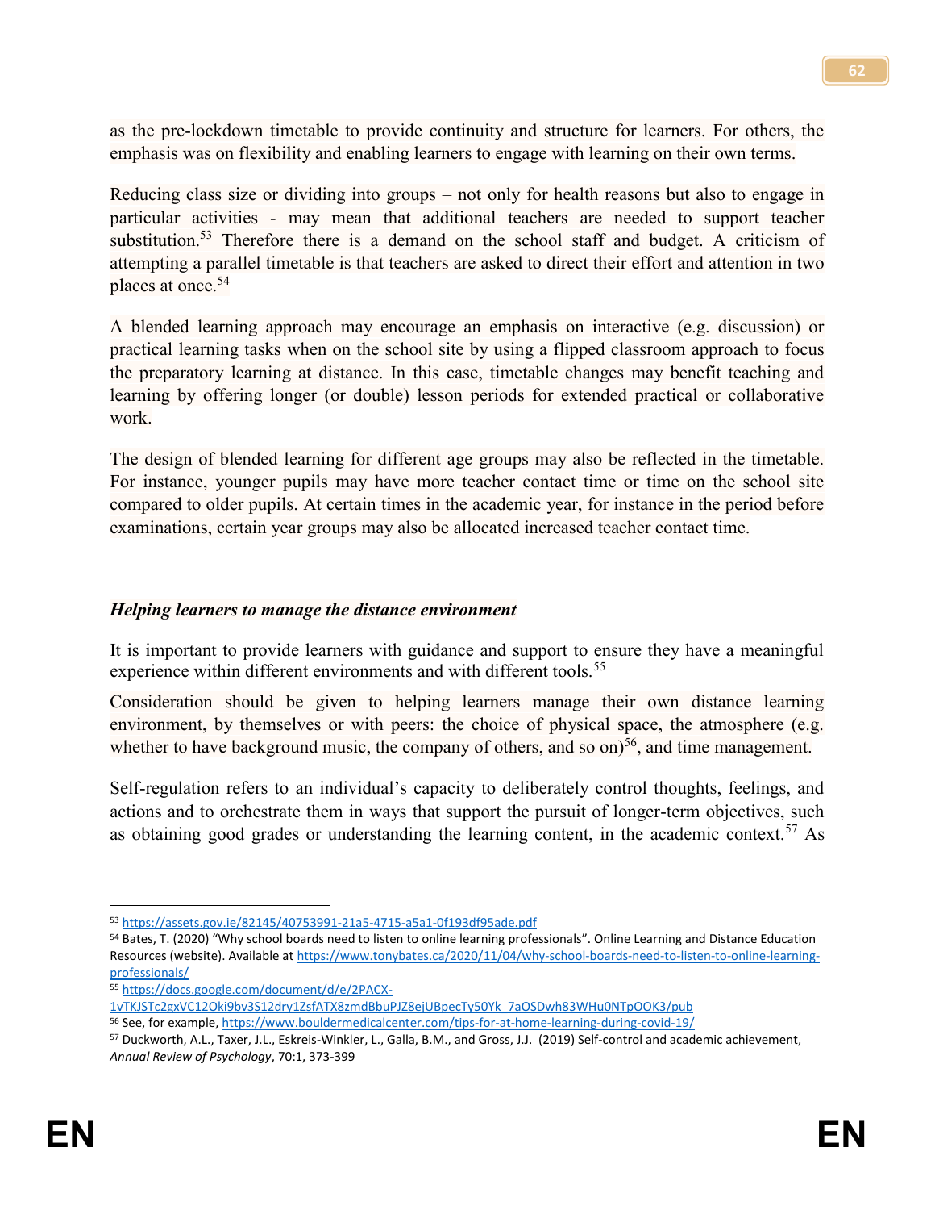as the pre-lockdown timetable to provide continuity and structure for learners. For others, the emphasis was on flexibility and enabling learners to engage with learning on their own terms.

Reducing class size or dividing into groups – not only for health reasons but also to engage in particular activities - may mean that additional teachers are needed to support teacher substitution.[53] Therefore there is a demand on the school staff and budget. A criticism of attempting a parallel timetable is that teachers are asked to direct their effort and attention in two places at once.[54]

A blended learning approach may encourage an emphasis on interactive (e.g. discussion) or practical learning tasks when on the school site by using a flipped classroom approach to focus the preparatory learning at distance. In this case, timetable changes may benefit teaching and learning by offering longer (or double) lesson periods for extended practical or collaborative work.

The design of blended learning for different age groups may also be reflected in the timetable. For instance, younger pupils may have more teacher contact time or time on the school site compared to older pupils. At certain times in the academic year, for instance in the period before examinations, certain year groups may also be allocated increased teacher contact time.

***Helping learners to manage the distance environment***

It is important to provide learners with guidance and support to ensure they have a meaningful experience within different environments and with different tools.[55]

Consideration should be given to helping learners manage their own distance learning environment, by themselves or with peers: the choice of physical space, the atmosphere (e.g. whether to have background music, the company of others, and so on)[56], and time management.

Self-regulation refers to an individual's capacity to deliberately control thoughts, feelings, and actions and to orchestrate them in ways that support the pursuit of longer-term objectives, such as obtaining good grades or understanding the learning content, in the academic context.[57] As

---

[53] https://assets.gov.ie/82145/40753991-21a5-4715-a5a1-0f193df95ade.pdf

[54] Bates, T. (2020) "Why school boards need to listen to online learning professionals". Online Learning and Distance Education Resources (website). Available at https://www.tonybates.ca/2020/11/04/why-school-boards-need-to-listen-to-online-learning-professionals/

[55] https://docs.google.com/document/d/e/2PACX-1vTKJSTc2gxVC12Oki9bv3S12dry1ZsfATX8zmdBbuPJZ8ejUBpecTy50Yk_7aOSDwh83WHu0NTpOOK3/pub

[56] See, for example, https://www.bouldermedicalcenter.com/tips-for-at-home-learning-during-covid-19/

[57] Duckworth, A.L., Taxer, J.L., Eskreis-Winkler, L., Galla, B.M., and Gross, J.J. (2019) Self-control and academic achievement, *Annual Review of Psychology*, 70:1, 373-399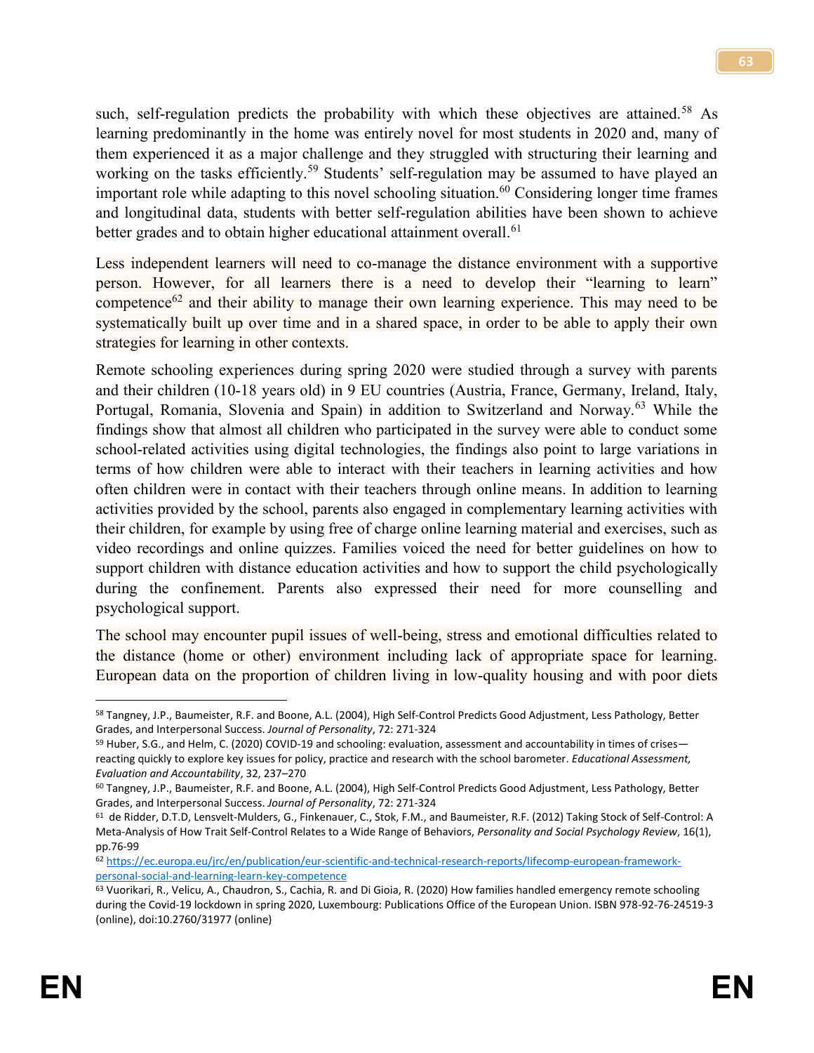such, self-regulation predicts the probability with which these objectives are attained.[58] As learning predominantly in the home was entirely novel for most students in 2020 and, many of them experienced it as a major challenge and they struggled with structuring their learning and working on the tasks efficiently.[59] Students' self-regulation may be assumed to have played an important role while adapting to this novel schooling situation.[60] Considering longer time frames and longitudinal data, students with better self-regulation abilities have been shown to achieve better grades and to obtain higher educational attainment overall.[61]

Less independent learners will need to co-manage the distance environment with a supportive person. However, for all learners there is a need to develop their "learning to learn" competence[62] and their ability to manage their own learning experience. This may need to be systematically built up over time and in a shared space, in order to be able to apply their own strategies for learning in other contexts.

Remote schooling experiences during spring 2020 were studied through a survey with parents and their children (10-18 years old) in 9 EU countries (Austria, France, Germany, Ireland, Italy, Portugal, Romania, Slovenia and Spain) in addition to Switzerland and Norway.[63] While the findings show that almost all children who participated in the survey were able to conduct some school-related activities using digital technologies, the findings also point to large variations in terms of how children were able to interact with their teachers in learning activities and how often children were in contact with their teachers through online means. In addition to learning activities provided by the school, parents also engaged in complementary learning activities with their children, for example by using free of charge online learning material and exercises, such as video recordings and online quizzes. Families voiced the need for better guidelines on how to support children with distance education activities and how to support the child psychologically during the confinement. Parents also expressed their need for more counselling and psychological support.

The school may encounter pupil issues of well-being, stress and emotional difficulties related to the distance (home or other) environment including lack of appropriate space for learning. European data on the proportion of children living in low-quality housing and with poor diets

---

[58] Tangney, J.P., Baumeister, R.F. and Boone, A.L. (2004), High Self-Control Predicts Good Adjustment, Less Pathology, Better Grades, and Interpersonal Success. *Journal of Personality*, 72: 271-324

[59] Huber, S.G., and Helm, C. (2020) COVID-19 and schooling: evaluation, assessment and accountability in times of crises—reacting quickly to explore key issues for policy, practice and research with the school barometer. *Educational Assessment, Evaluation and Accountability*, 32, 237–270

[60] Tangney, J.P., Baumeister, R.F. and Boone, A.L. (2004), High Self-Control Predicts Good Adjustment, Less Pathology, Better Grades, and Interpersonal Success. *Journal of Personality*, 72: 271-324

[61] de Ridder, D.T.D, Lensvelt-Mulders, G., Finkenauer, C., Stok, F.M., and Baumeister, R.F. (2012) Taking Stock of Self-Control: A Meta-Analysis of How Trait Self-Control Relates to a Wide Range of Behaviors, *Personality and Social Psychology Review*, 16(1), pp.76-99

[62] https://ec.europa.eu/jrc/en/publication/eur-scientific-and-technical-research-reports/lifecomp-european-framework-personal-social-and-learning-learn-key-competence

[63] Vuorikari, R., Velicu, A., Chaudron, S., Cachia, R. and Di Gioia, R. (2020) How families handled emergency remote schooling during the Covid-19 lockdown in spring 2020, Luxembourg: Publications Office of the European Union. ISBN 978-92-76-24519-3 (online), doi:10.2760/31977 (online)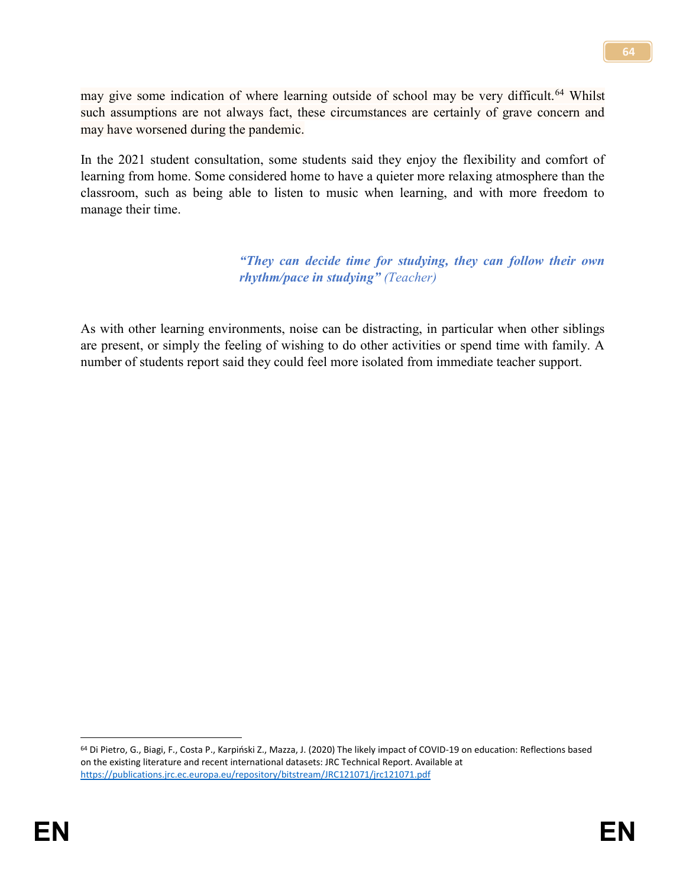may give some indication of where learning outside of school may be very difficult.[64] Whilst such assumptions are not always fact, these circumstances are certainly of grave concern and may have worsened during the pandemic.

In the 2021 student consultation, some students said they enjoy the flexibility and comfort of learning from home. Some considered home to have a quieter more relaxing atmosphere than the classroom, such as being able to listen to music when learning, and with more freedom to manage their time.

> ***"They can decide time for studying, they can follow their own rhythm/pace in studying"*** *(Teacher)*

As with other learning environments, noise can be distracting, in particular when other siblings are present, or simply the feeling of wishing to do other activities or spend time with family. A number of students report said they could feel more isolated from immediate teacher support.

---

[64] Di Pietro, G., Biagi, F., Costa P., Karpiński Z., Mazza, J. (2020) The likely impact of COVID-19 on education: Reflections based on the existing literature and recent international datasets: JRC Technical Report. Available at https://publications.jrc.ec.europa.eu/repository/bitstream/JRC121071/jrc121071.pdf